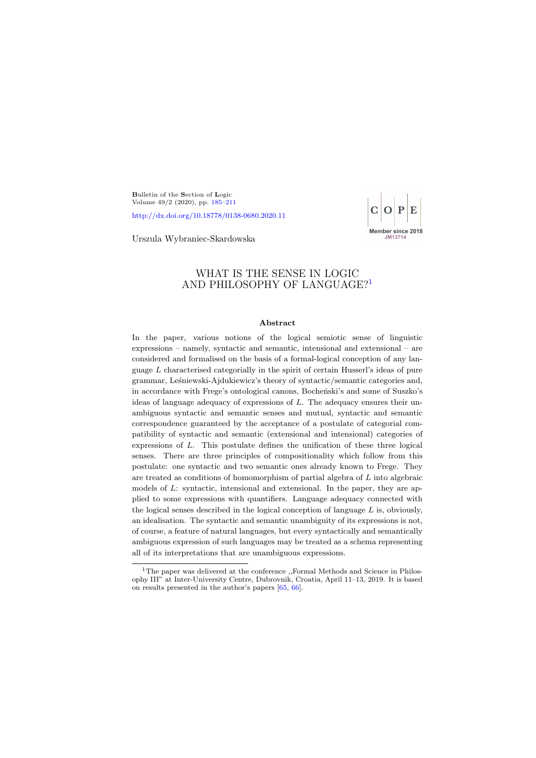Bulletin of the Section of Logic
Volume 49/2 (2020), pp. 185–211

http://dx.doi.org/10.18778/0138-0680.2020.11

Urszula Wybraniec-Skardowska

# WHAT IS THE SENSE IN LOGIC AND PHILOSOPHY OF LANGUAGE?[1]

### Abstract

In the paper, various notions of the logical semiotic sense of linguistic expressions – namely, syntactic and semantic, intensional and extensional – are considered and formalised on the basis of a formal-logical conception of any language $L$ characterised categorially in the spirit of certain Husserl's ideas of pure grammar, Leśniewski-Ajdukiewicz's theory of syntactic/semantic categories and, in accordance with Frege's ontological canons, Bocheński's and some of Suszko's ideas of language adequacy of expressions of $L$. The adequacy ensures their unambiguous syntactic and semantic senses and mutual, syntactic and semantic correspondence guaranteed by the acceptance of a postulate of categorial compatibility of syntactic and semantic (extensional and intensional) categories of expressions of $L$. This postulate defines the unification of these three logical senses. There are three principles of compositionality which follow from this postulate: one syntactic and two semantic ones already known to Frege. They are treated as conditions of homomorphism of partial algebra of $L$ into algebraic models of $L$: syntactic, intensional and extensional. In the paper, they are applied to some expressions with quantifiers. Language adequacy connected with the logical senses described in the logical conception of language $L$ is, obviously, an idealisation. The syntactic and semantic unambiguity of its expressions is not, of course, a feature of natural languages, but every syntactically and semantically ambiguous expression of such languages may be treated as a schema representing all of its interpretations that are unambiguous expressions.

---

[1] The paper was delivered at the conference ,,Formal Methods and Science in Philosophy III" at Inter-University Centre, Dubrovnik, Croatia, April 11–13, 2019. It is based on results presented in the author's papers [65, 66].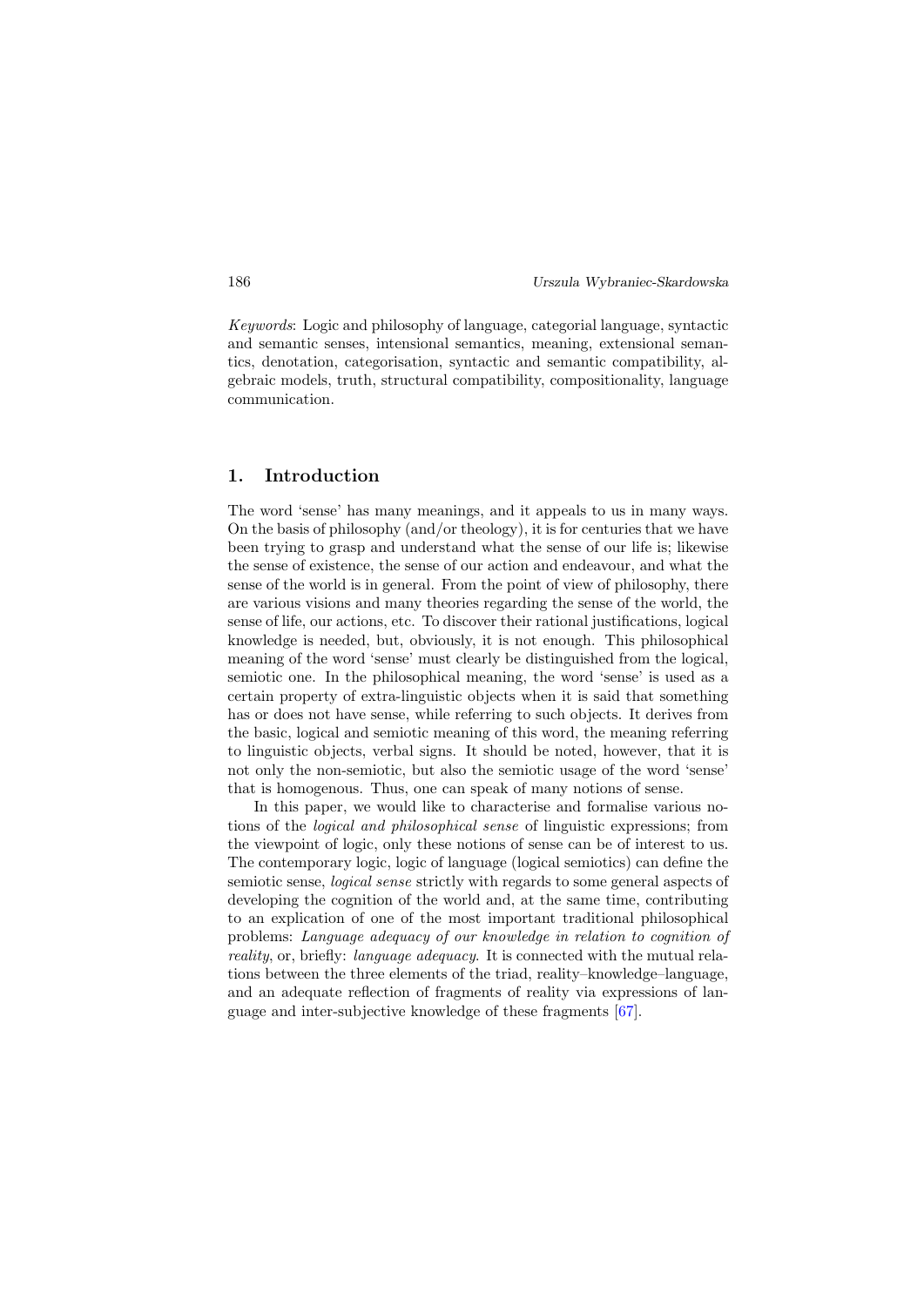*Keywords*: Logic and philosophy of language, categorial language, syntactic and semantic senses, intensional semantics, meaning, extensional semantics, denotation, categorisation, syntactic and semantic compatibility, algebraic models, truth, structural compatibility, compositionality, language communication.

## 1. Introduction

The word 'sense' has many meanings, and it appeals to us in many ways. On the basis of philosophy (and/or theology), it is for centuries that we have been trying to grasp and understand what the sense of our life is; likewise the sense of existence, the sense of our action and endeavour, and what the sense of the world is in general. From the point of view of philosophy, there are various visions and many theories regarding the sense of the world, the sense of life, our actions, etc. To discover their rational justifications, logical knowledge is needed, but, obviously, it is not enough. This philosophical meaning of the word 'sense' must clearly be distinguished from the logical, semiotic one. In the philosophical meaning, the word 'sense' is used as a certain property of extra-linguistic objects when it is said that something has or does not have sense, while referring to such objects. It derives from the basic, logical and semiotic meaning of this word, the meaning referring to linguistic objects, verbal signs. It should be noted, however, that it is not only the non-semiotic, but also the semiotic usage of the word 'sense' that is homogenous. Thus, one can speak of many notions of sense.

In this paper, we would like to characterise and formalise various notions of the *logical and philosophical sense* of linguistic expressions; from the viewpoint of logic, only these notions of sense can be of interest to us. The contemporary logic, logic of language (logical semiotics) can define the semiotic sense, *logical sense* strictly with regards to some general aspects of developing the cognition of the world and, at the same time, contributing to an explication of one of the most important traditional philosophical problems: *Language adequacy of our knowledge in relation to cognition of reality*, or, briefly: *language adequacy*. It is connected with the mutual relations between the three elements of the triad, reality–knowledge–language, and an adequate reflection of fragments of reality via expressions of language and inter-subjective knowledge of these fragments [67].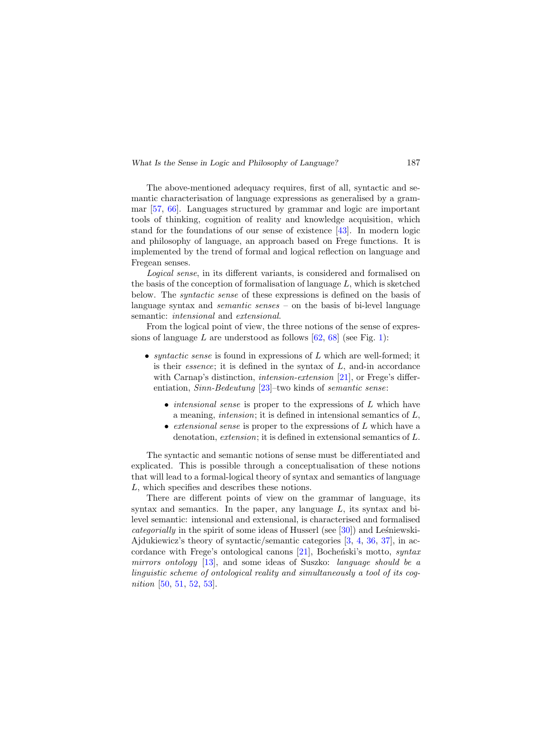The above-mentioned adequacy requires, first of all, syntactic and semantic characterisation of language expressions as generalised by a grammar [57, 66]. Languages structured by grammar and logic are important tools of thinking, cognition of reality and knowledge acquisition, which stand for the foundations of our sense of existence [43]. In modern logic and philosophy of language, an approach based on Frege functions. It is implemented by the trend of formal and logical reflection on language and Fregean senses.

*Logical sense*, in its different variants, is considered and formalised on the basis of the conception of formalisation of language $L$, which is sketched below. The *syntactic sense* of these expressions is defined on the basis of language syntax and *semantic senses* – on the basis of bi-level language semantic: *intensional* and *extensional*.

From the logical point of view, the three notions of the sense of expressions of language $L$ are understood as follows [62, 68] (see Fig. 1):

- *syntactic sense* is found in expressions of $L$ which are well-formed; it is their *essence*; it is defined in the syntax of $L$, and-in accordance with Carnap's distinction, *intension-extension* [21], or Frege's differentiation, *Sinn-Bedeutung* [23]–two kinds of *semantic sense*:
  - *intensional sense* is proper to the expressions of $L$ which have a meaning, *intension*; it is defined in intensional semantics of $L$,
  - *extensional sense* is proper to the expressions of $L$ which have a denotation, *extension*; it is defined in extensional semantics of $L$.

The syntactic and semantic notions of sense must be differentiated and explicated. This is possible through a conceptualisation of these notions that will lead to a formal-logical theory of syntax and semantics of language $L$, which specifies and describes these notions.

There are different points of view on the grammar of language, its syntax and semantics. In the paper, any language $L$, its syntax and bi-level semantic: intensional and extensional, is characterised and formalised *categorially* in the spirit of some ideas of Husserl (see [30]) and Leśniewski-Ajdukiewicz's theory of syntactic/semantic categories [3, 4, 36, 37], in accordance with Frege's ontological canons [21], Bocheński's motto, *syntax mirrors ontology* [13], and some ideas of Suszko: *language should be a linguistic scheme of ontological reality and simultaneously a tool of its cognition* [50, 51, 52, 53].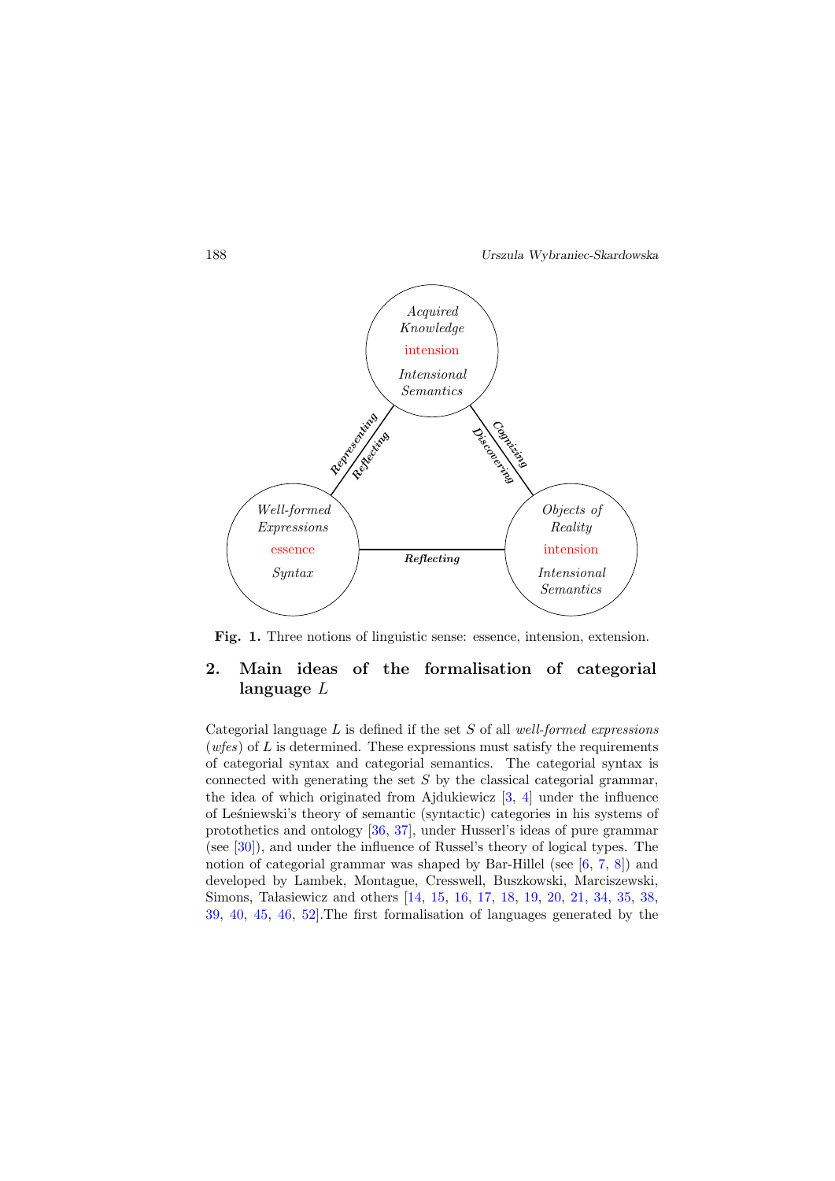Acquired Knowledge

intension

Intensional Semantics

Representing

Reflecting

Cognizing

Discovering

Well-formed Expressions

essence

Syntax

Reflecting

Objects of Reality

intension

Intensional Semantics

**Fig. 1.** Three notions of linguistic sense: essence, intension, extension.

## 2. Main ideas of the formalisation of categorial language $L$

Categorial language $L$ is defined if the set $S$ of all *well-formed expressions* (*wfes*) of $L$ is determined. These expressions must satisfy the requirements of categorial syntax and categorial semantics. The categorial syntax is connected with generating the set $S$ by the classical categorial grammar, the idea of which originated from Ajdukiewicz [3, 4] under the influence of Leśniewski's theory of semantic (syntactic) categories in his systems of protothetics and ontology [36, 37], under Husserl's ideas of pure grammar (see [30]), and under the influence of Russel's theory of logical types. The notion of categorial grammar was shaped by Bar-Hillel (see [6, 7, 8]) and developed by Lambek, Montague, Cresswell, Buszkowski, Marciszewski, Simons, Tałasiewicz and others [14, 15, 16, 17, 18, 19, 20, 21, 34, 35, 38, 39, 40, 45, 46, 52].The first formalisation of languages generated by the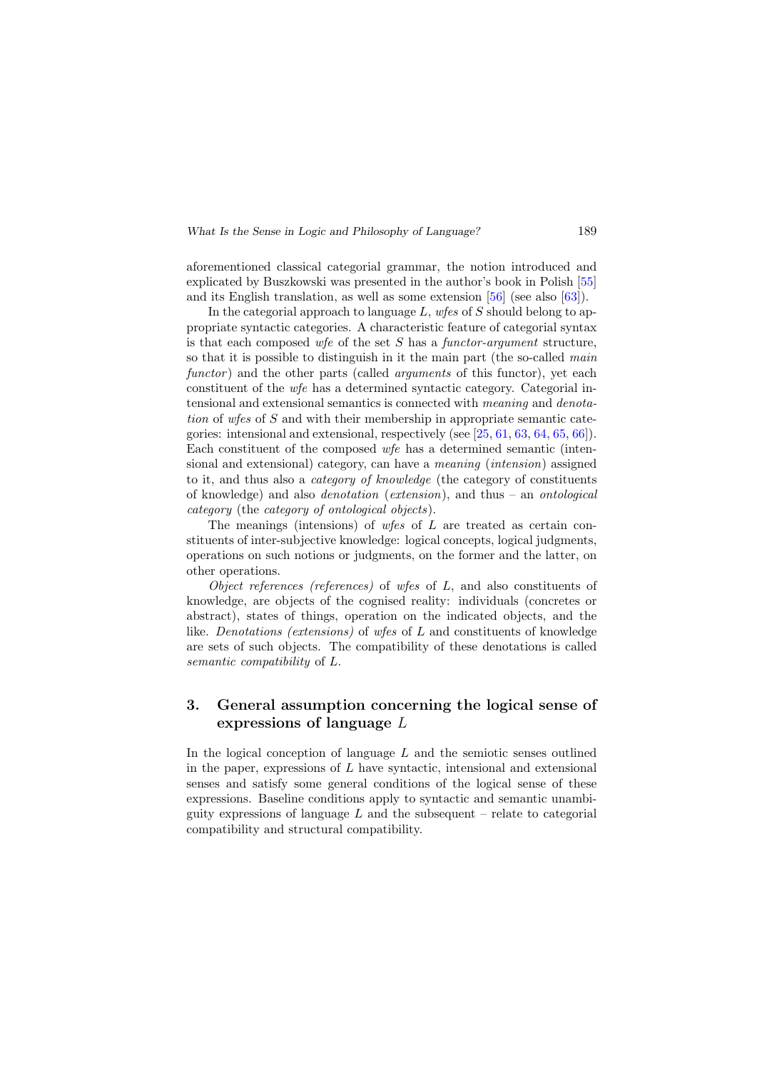aforementioned classical categorial grammar, the notion introduced and explicated by Buszkowski was presented in the author's book in Polish [55] and its English translation, as well as some extension [56] (see also [63]).

In the categorial approach to language $L$, *wfes* of $S$ should belong to appropriate syntactic categories. A characteristic feature of categorial syntax is that each composed *wfe* of the set $S$ has a *functor-argument* structure, so that it is possible to distinguish in it the main part (the so-called *main functor*) and the other parts (called *arguments* of this functor), yet each constituent of the *wfe* has a determined syntactic category. Categorial intensional and extensional semantics is connected with *meaning* and *denotation* of *wfes* of $S$ and with their membership in appropriate semantic categories: intensional and extensional, respectively (see [25, 61, 63, 64, 65, 66]). Each constituent of the composed *wfe* has a determined semantic (intensional and extensional) category, can have a *meaning* (*intension*) assigned to it, and thus also a *category of knowledge* (the category of constituents of knowledge) and also *denotation* (*extension*), and thus – an *ontological category* (the *category of ontological objects*).

The meanings (intensions) of *wfes* of $L$ are treated as certain constituents of inter-subjective knowledge: logical concepts, logical judgments, operations on such notions or judgments, on the former and the latter, on other operations.

*Object references (references)* of *wfes* of $L$, and also constituents of knowledge, are objects of the cognised reality: individuals (concretes or abstract), states of things, operation on the indicated objects, and the like. *Denotations (extensions)* of *wfes* of $L$ and constituents of knowledge are sets of such objects. The compatibility of these denotations is called *semantic compatibility* of $L$.

## 3. General assumption concerning the logical sense of expressions of language $L$

In the logical conception of language $L$ and the semiotic senses outlined in the paper, expressions of $L$ have syntactic, intensional and extensional senses and satisfy some general conditions of the logical sense of these expressions. Baseline conditions apply to syntactic and semantic unambiguity expressions of language $L$ and the subsequent – relate to categorial compatibility and structural compatibility.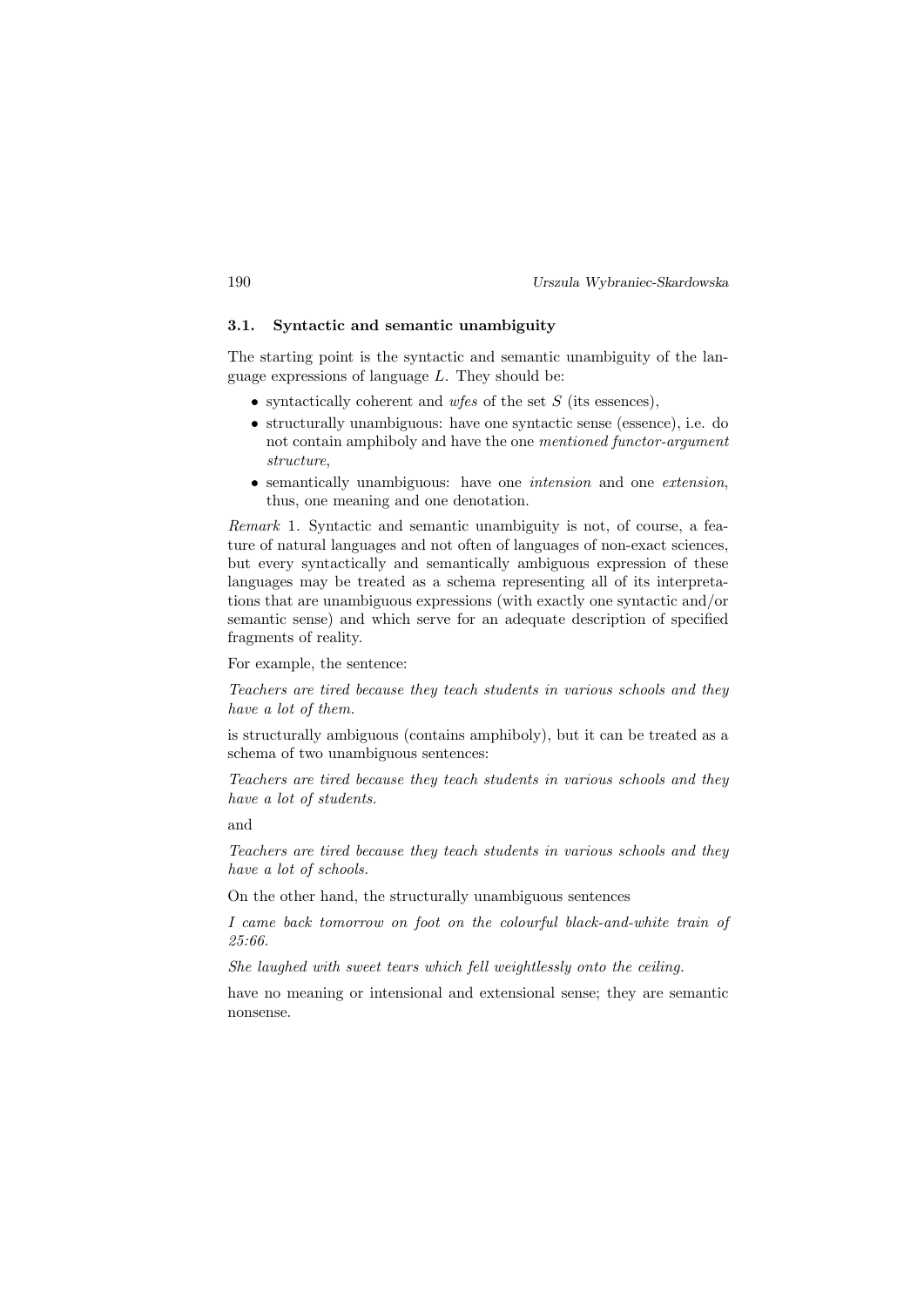### 3.1. Syntactic and semantic unambiguity

The starting point is the syntactic and semantic unambiguity of the language expressions of language $L$. They should be:

- syntactically coherent and *wfes* of the set $S$ (its essences),
- structurally unambiguous: have one syntactic sense (essence), i.e. do not contain amphiboly and have the one *mentioned functor-argument structure*,
- semantically unambiguous: have one *intension* and one *extension*, thus, one meaning and one denotation.

*Remark* 1. Syntactic and semantic unambiguity is not, of course, a feature of natural languages and not often of languages of non-exact sciences, but every syntactically and semantically ambiguous expression of these languages may be treated as a schema representing all of its interpretations that are unambiguous expressions (with exactly one syntactic and/or semantic sense) and which serve for an adequate description of specified fragments of reality.

For example, the sentence:

*Teachers are tired because they teach students in various schools and they have a lot of them.*

is structurally ambiguous (contains amphiboly), but it can be treated as a schema of two unambiguous sentences:

*Teachers are tired because they teach students in various schools and they have a lot of students.*

and

*Teachers are tired because they teach students in various schools and they have a lot of schools.*

On the other hand, the structurally unambiguous sentences

*I came back tomorrow on foot on the colourful black-and-white train of 25:66.*

*She laughed with sweet tears which fell weightlessly onto the ceiling.*

have no meaning or intensional and extensional sense; they are semantic nonsense.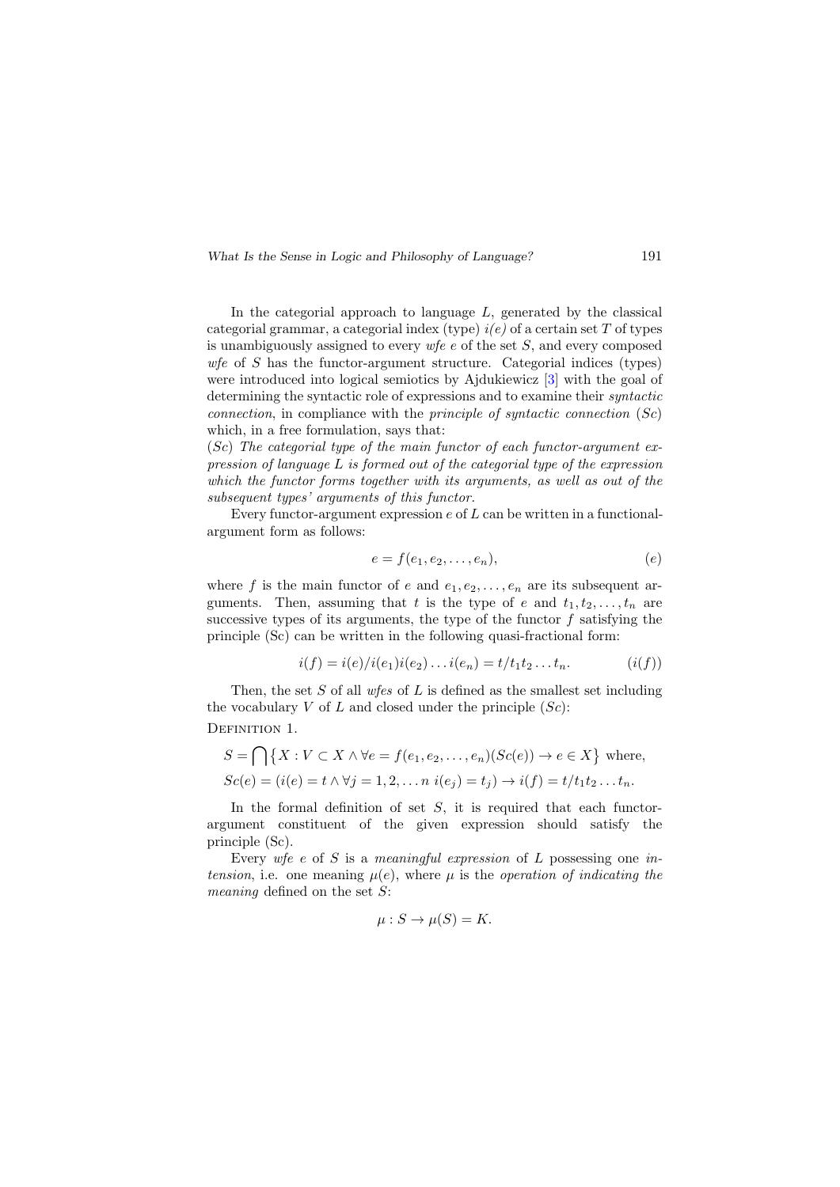In the categorial approach to language $L$, generated by the classical categorial grammar, a categorial index (type) *i(e)* of a certain set $T$ of types is unambiguously assigned to every *wfe* $e$ of the set $S$, and every composed *wfe* of $S$ has the functor-argument structure. Categorial indices (types) were introduced into logical semiotics by Ajdukiewicz [3] with the goal of determining the syntactic role of expressions and to examine their *syntactic connection*, in compliance with the *principle of syntactic connection* ($Sc$) which, in a free formulation, says that:

($Sc$) *The categorial type of the main functor of each functor-argument expression of language $L$ is formed out of the categorial type of the expression which the functor forms together with its arguments, as well as out of the subsequent types' arguments of this functor.*

Every functor-argument expression $e$ of $L$ can be written in a functional-argument form as follows:

$$e = f(e_1, e_2, \ldots, e_n), \tag{$e$}$$

where $f$ is the main functor of $e$ and $e_1, e_2, \ldots, e_n$ are its subsequent arguments. Then, assuming that $t$ is the type of $e$ and $t_1, t_2, \ldots, t_n$ are successive types of its arguments, the type of the functor $f$ satisfying the principle (Sc) can be written in the following quasi-fractional form:

$$i(f) = i(e)/i(e_1)i(e_2)\ldots i(e_n) = t/t_1t_2\ldots t_n. \tag{$i(f)$}$$

Then, the set $S$ of all *wfes* of $L$ is defined as the smallest set including the vocabulary $V$ of $L$ and closed under the principle ($Sc$):

Definition 1.

$$S = \bigcap \{X : V \subset X \land \forall e = f(e_1, e_2, \ldots, e_n)(Sc(e)) \to e \in X\} \text{ where,}$$
$$Sc(e) = (i(e) = t \land \forall j = 1, 2, \ldots n\ i(e_j) = t_j) \to i(f) = t/t_1t_2\ldots t_n.$$

In the formal definition of set $S$, it is required that each functor-argument constituent of the given expression should satisfy the principle (Sc).

Every *wfe* $e$ of $S$ is a *meaningful expression* of $L$ possessing one *intension*, i.e. one meaning $\mu(e)$, where $\mu$ is the *operation of indicating the meaning* defined on the set $S$:

$$\mu : S \to \mu(S) = K.$$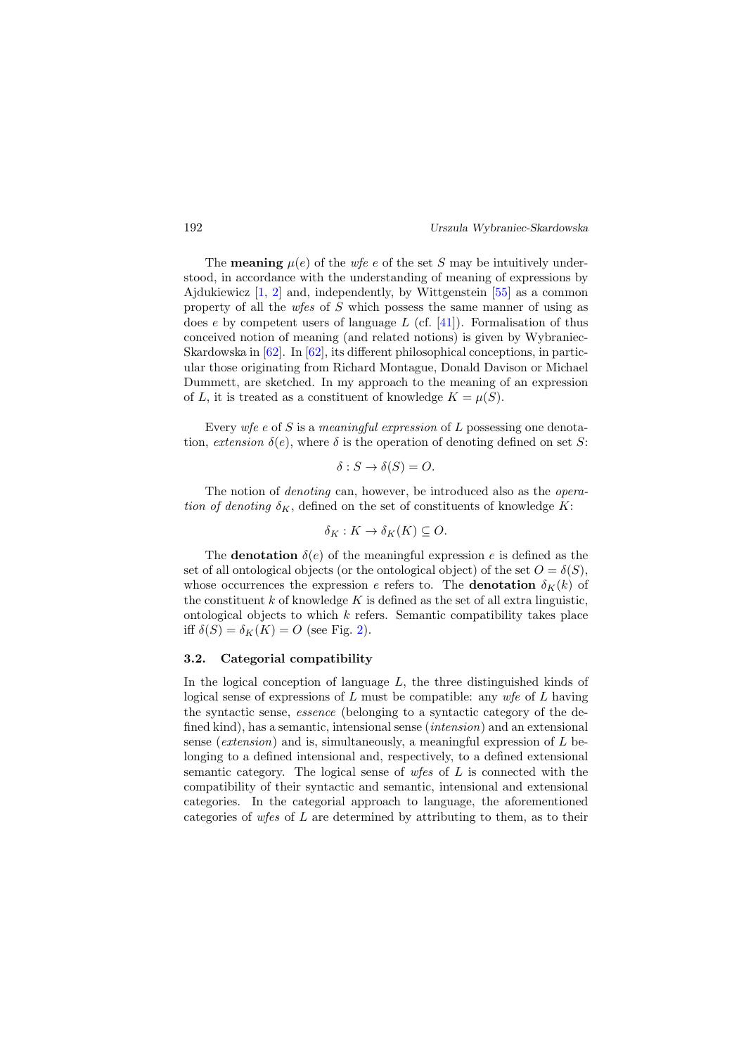The **meaning** $\mu(e)$ of the *wfe* $e$ of the set $S$ may be intuitively understood, in accordance with the understanding of meaning of expressions by Ajdukiewicz [1, 2] and, independently, by Wittgenstein [55] as a common property of all the *wfes* of $S$ which possess the same manner of using as does $e$ by competent users of language $L$ (cf. [41]). Formalisation of thus conceived notion of meaning (and related notions) is given by Wybraniec-Skardowska in [62]. In [62], its different philosophical conceptions, in particular those originating from Richard Montague, Donald Davison or Michael Dummett, are sketched. In my approach to the meaning of an expression of $L$, it is treated as a constituent of knowledge $K = \mu(S)$.

Every *wfe* $e$ of $S$ is a *meaningful expression* of $L$ possessing one denotation, *extension* $\delta(e)$, where $\delta$ is the operation of denoting defined on set $S$:

$$\delta : S \to \delta(S) = O.$$

The notion of *denoting* can, however, be introduced also as the *operation of denoting* $\delta_K$, defined on the set of constituents of knowledge $K$:

$$\delta_K : K \to \delta_K(K) \subseteq O.$$

The **denotation** $\delta(e)$ of the meaningful expression $e$ is defined as the set of all ontological objects (or the ontological object) of the set $O = \delta(S)$, whose occurrences the expression $e$ refers to. The **denotation** $\delta_K(k)$ of the constituent $k$ of knowledge $K$ is defined as the set of all extra linguistic, ontological objects to which $k$ refers. Semantic compatibility takes place iff $\delta(S) = \delta_K(K) = O$ (see Fig. 2).

### 3.2. Categorial compatibility

In the logical conception of language $L$, the three distinguished kinds of logical sense of expressions of $L$ must be compatible: any *wfe* of $L$ having the syntactic sense, *essence* (belonging to a syntactic category of the defined kind), has a semantic, intensional sense (*intension*) and an extensional sense (*extension*) and is, simultaneously, a meaningful expression of $L$ belonging to a defined intensional and, respectively, to a defined extensional semantic category. The logical sense of *wfes* of $L$ is connected with the compatibility of their syntactic and semantic, intensional and extensional categories. In the categorial approach to language, the aforementioned categories of *wfes* of $L$ are determined by attributing to them, as to their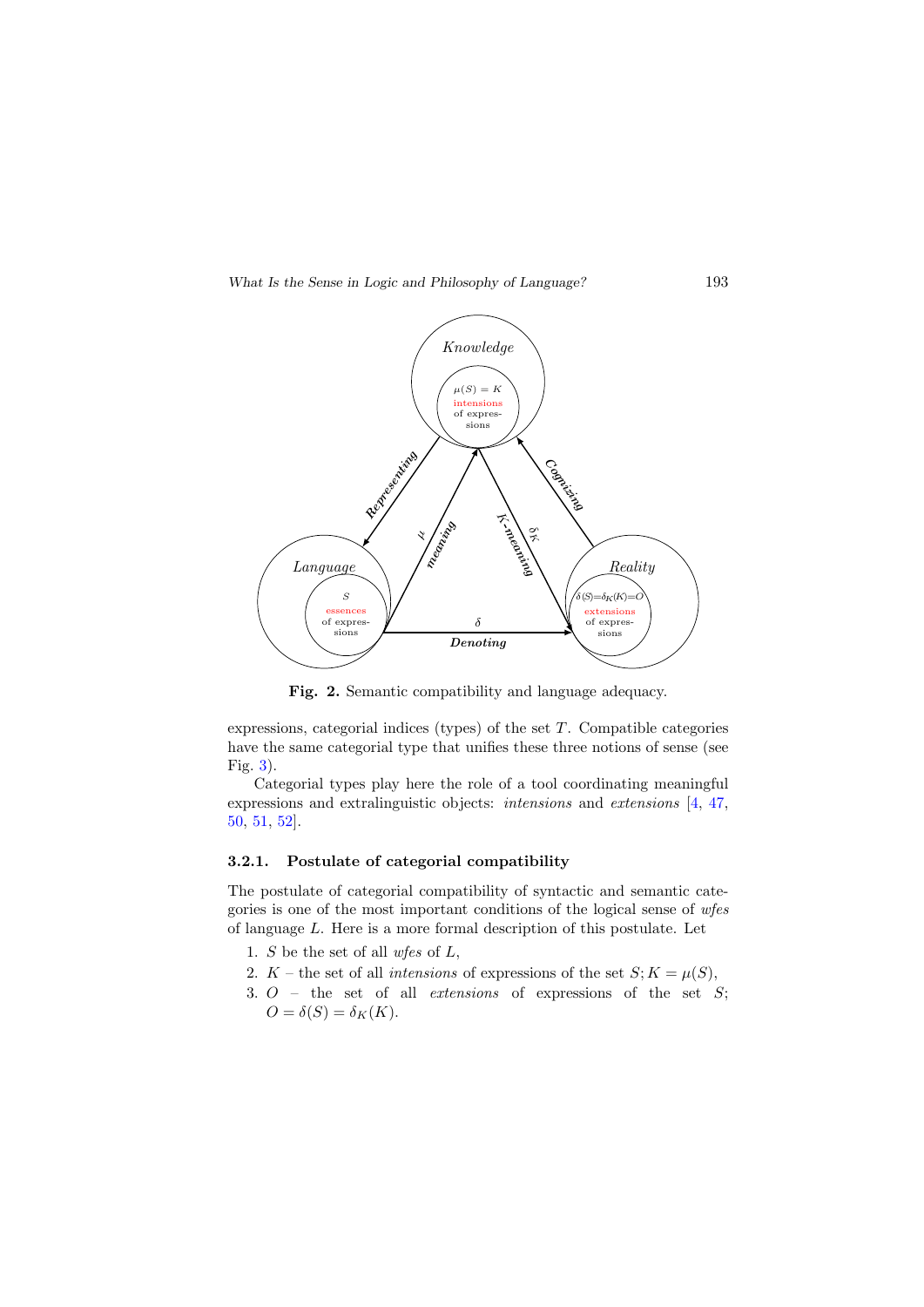**Fig. 2.** Semantic compatibility and language adequacy.

expressions, categorial indices (types) of the set $T$. Compatible categories have the same categorial type that unifies these three notions of sense (see Fig. 3).

Categorial types play here the role of a tool coordinating meaningful expressions and extralinguistic objects: *intensions* and *extensions* [4, 47, 50, 51, 52].

### 3.2.1. Postulate of categorial compatibility

The postulate of categorial compatibility of syntactic and semantic categories is one of the most important conditions of the logical sense of *wfes* of language $L$. Here is a more formal description of this postulate. Let

1. $S$ be the set of all *wfes* of $L$,
2. $K$ – the set of all *intensions* of expressions of the set $S; K = \mu(S)$,
3. $O$ – the set of all *extensions* of expressions of the set $S$; $O = \delta(S) = \delta_K(K)$.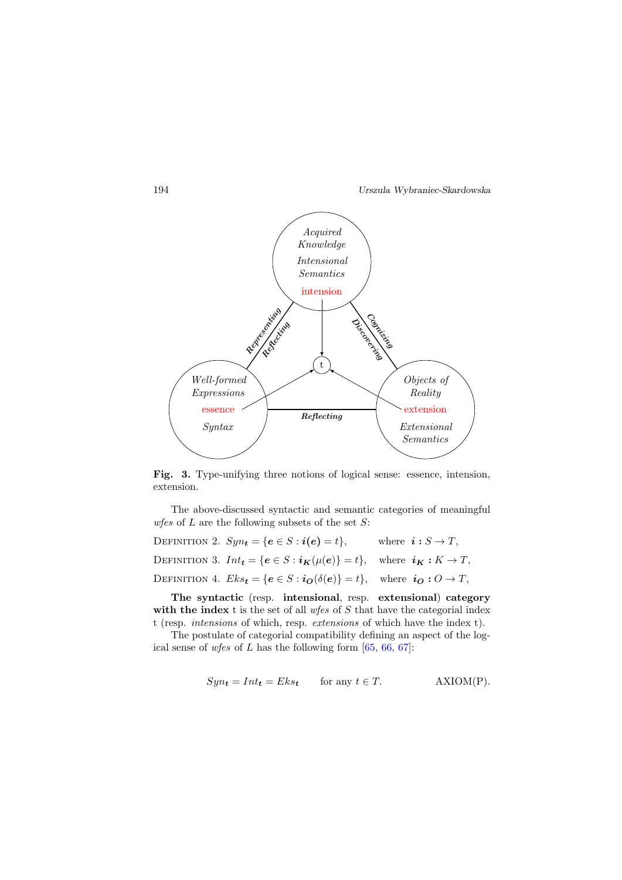**Fig. 3.** Type-unifying three notions of logical sense: essence, intension, extension.

The above-discussed syntactic and semantic categories of meaningful *wfes* of $L$ are the following subsets of the set $S$:

Definition 2. $Syn_{\boldsymbol{t}} = \{\boldsymbol{e} \in S : \boldsymbol{i}(\boldsymbol{e}) = t\}$, where $\boldsymbol{i} : S \to T$,

Definition 3. $Int_{\boldsymbol{t}} = \{\boldsymbol{e} \in S : \boldsymbol{i}_{\boldsymbol{K}}(\mu(\boldsymbol{e})\} = t\}$, where $\boldsymbol{i}_{\boldsymbol{K}} : K \to T$,

Definition 4. $Eks_{\boldsymbol{t}} = \{\boldsymbol{e} \in S : \boldsymbol{i}_{\boldsymbol{O}}(\delta(\boldsymbol{e})\} = t\}$, where $\boldsymbol{i}_{\boldsymbol{O}} : O \to T$,

**The syntactic** (resp. **intensional**, resp. **extensional**) **category with the index** t is the set of all *wfes* of $S$ that have the categorial index t (resp. *intensions* of which, resp. *extensions* of which have the index t).

The postulate of categorial compatibility defining an aspect of the logical sense of *wfes* of $L$ has the following form [65, 66, 67]:

$$Syn_{\boldsymbol{t}} = Int_{\boldsymbol{t}} = Eks_{\boldsymbol{t}} \qquad \text{for any } t \in T. \qquad \text{AXIOM(P)}.$$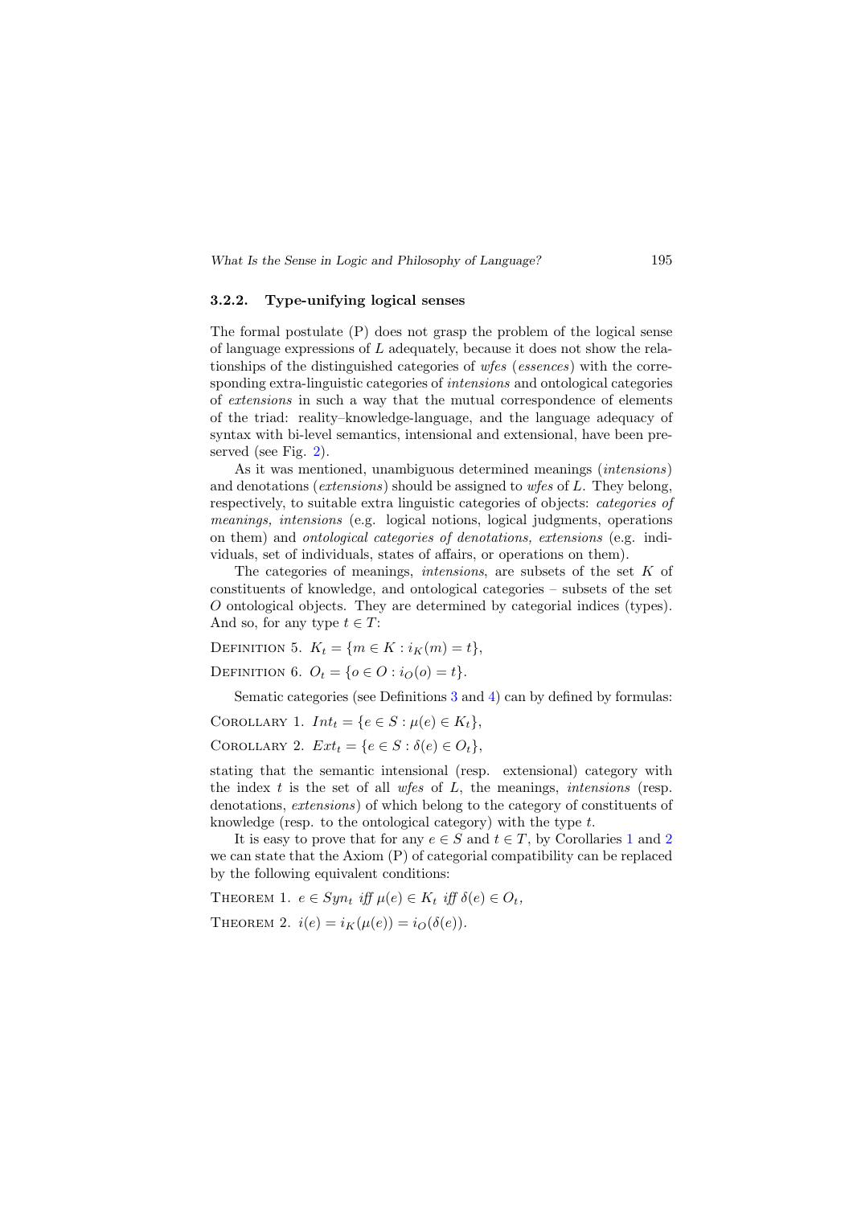### 3.2.2. Type-unifying logical senses

The formal postulate (P) does not grasp the problem of the logical sense of language expressions of $L$ adequately, because it does not show the relationships of the distinguished categories of *wfes* (*essences*) with the corresponding extra-linguistic categories of *intensions* and ontological categories of *extensions* in such a way that the mutual correspondence of elements of the triad: reality–knowledge-language, and the language adequacy of syntax with bi-level semantics, intensional and extensional, have been preserved (see Fig. 2).

As it was mentioned, unambiguous determined meanings (*intensions*) and denotations (*extensions*) should be assigned to *wfes* of $L$. They belong, respectively, to suitable extra linguistic categories of objects: *categories of meanings, intensions* (e.g. logical notions, logical judgments, operations on them) and *ontological categories of denotations, extensions* (e.g. individuals, set of individuals, states of affairs, or operations on them).

The categories of meanings, *intensions*, are subsets of the set $K$ of constituents of knowledge, and ontological categories – subsets of the set $O$ ontological objects. They are determined by categorial indices (types). And so, for any type $t \in T$:

Definition 5. $K_t = \{m \in K : i_K(m) = t\}$,

Definition 6. $O_t = \{o \in O : i_O(o) = t\}$.

Sematic categories (see Definitions 3 and 4) can by defined by formulas:

Corollary 1. $Int_t = \{e \in S : \mu(e) \in K_t\}$,

Corollary 2. $Ext_t = \{e \in S : \delta(e) \in O_t\}$,

stating that the semantic intensional (resp. extensional) category with the index $t$ is the set of all *wfes* of $L$, the meanings, *intensions* (resp. denotations, *extensions*) of which belong to the category of constituents of knowledge (resp. to the ontological category) with the type $t$.

It is easy to prove that for any $e \in S$ and $t \in T$, by Corollaries 1 and 2 we can state that the Axiom (P) of categorial compatibility can be replaced by the following equivalent conditions:

Theorem 1. $e \in Syn_t$ *iff* $\mu(e) \in K_t$ *iff* $\delta(e) \in O_t$,

Theorem 2. $i(e) = i_K(\mu(e)) = i_O(\delta(e))$.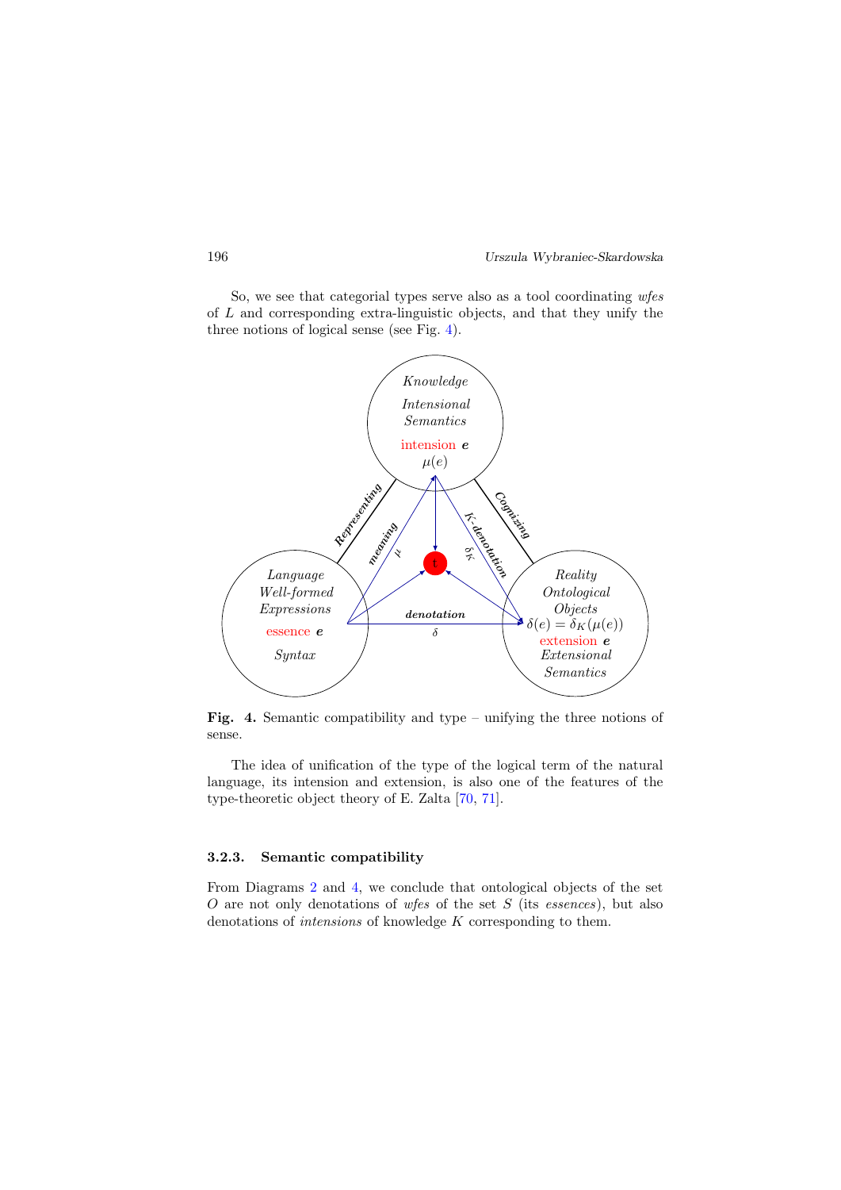So, we see that categorial types serve also as a tool coordinating *wfes* of $L$ and corresponding extra-linguistic objects, and that they unify the three notions of logical sense (see Fig. 4).

**Fig. 4.** Semantic compatibility and type – unifying the three notions of sense.

The idea of unification of the type of the logical term of the natural language, its intension and extension, is also one of the features of the type-theoretic object theory of E. Zalta [70, 71].

### 3.2.3. Semantic compatibility

From Diagrams 2 and 4, we conclude that ontological objects of the set $O$ are not only denotations of *wfes* of the set $S$ (its *essences*), but also denotations of *intensions* of knowledge $K$ corresponding to them.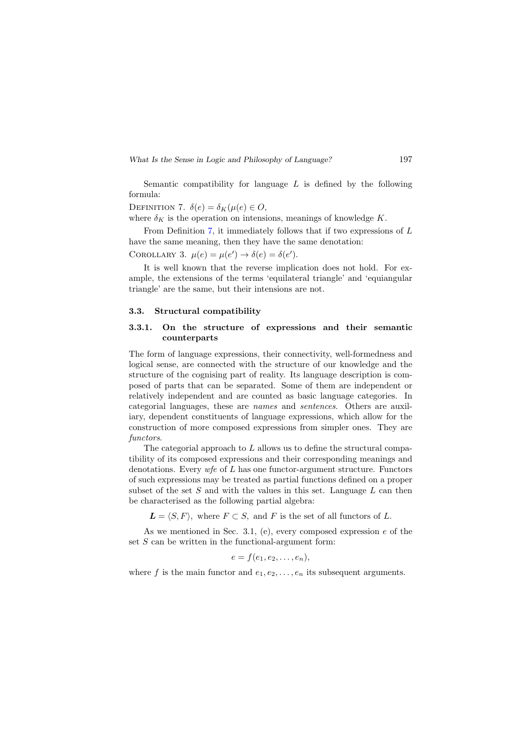Semantic compatibility for language $L$ is defined by the following formula:

DEFINITION 7. $\delta(e) = \delta_K(\mu(e) \in O$,

where $\delta_K$ is the operation on intensions, meanings of knowledge $K$.

From Definition 7, it immediately follows that if two expressions of $L$ have the same meaning, then they have the same denotation:

COROLLARY 3. $\mu(e) = \mu(e') \rightarrow \delta(e) = \delta(e')$.

It is well known that the reverse implication does not hold. For example, the extensions of the terms 'equilateral triangle' and 'equiangular triangle' are the same, but their intensions are not.

### 3.3. Structural compatibility

#### 3.3.1. On the structure of expressions and their semantic counterparts

The form of language expressions, their connectivity, well-formedness and logical sense, are connected with the structure of our knowledge and the structure of the cognising part of reality. Its language description is composed of parts that can be separated. Some of them are independent or relatively independent and are counted as basic language categories. In categorial languages, these are *names* and *sentences*. Others are auxiliary, dependent constituents of language expressions, which allow for the construction of more composed expressions from simpler ones. They are *functors*.

The categorial approach to $L$ allows us to define the structural compatibility of its composed expressions and their corresponding meanings and denotations. Every *wfe* of $L$ has one functor-argument structure. Functors of such expressions may be treated as partial functions defined on a proper subset of the set $S$ and with the values in this set. Language $L$ can then be characterised as the following partial algebra:

$$\boldsymbol{L} = \langle S, F \rangle, \text{ where } F \subset S, \text{ and } F \text{ is the set of all functors of } L.$$

As we mentioned in Sec. 3.1, (e), every composed expression $e$ of the set $S$ can be written in the functional-argument form:

$$e = f(e_1, e_2, \ldots, e_n),$$

where $f$ is the main functor and $e_1, e_2, \ldots, e_n$ its subsequent arguments.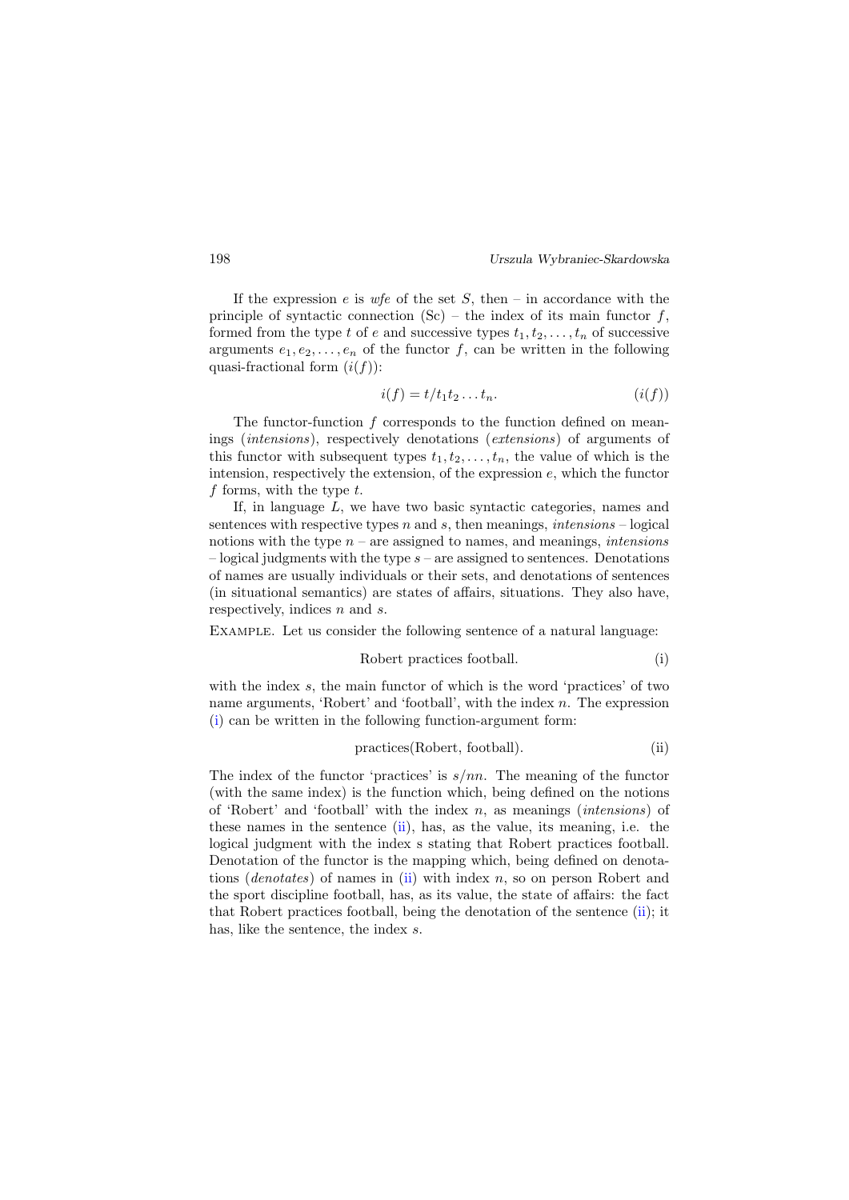If the expression $e$ is *wfe* of the set $S$, then – in accordance with the principle of syntactic connection (Sc) – the index of its main functor $f$, formed from the type $t$ of $e$ and successive types $t_1, t_2, \ldots, t_n$ of successive arguments $e_1, e_2, \ldots, e_n$ of the functor $f$, can be written in the following quasi-fractional form $(i(f))$:

$$i(f) = t/t_1 t_2 \ldots t_n. \qquad (i(f))$$

The functor-function $f$ corresponds to the function defined on meanings (*intensions*), respectively denotations (*extensions*) of arguments of this functor with subsequent types $t_1, t_2, \ldots, t_n$, the value of which is the intension, respectively the extension, of the expression $e$, which the functor $f$ forms, with the type $t$.

If, in language $L$, we have two basic syntactic categories, names and sentences with respective types $n$ and $s$, then meanings, *intensions* – logical notions with the type $n$ – are assigned to names, and meanings, *intensions* – logical judgments with the type $s$ – are assigned to sentences. Denotations of names are usually individuals or their sets, and denotations of sentences (in situational semantics) are states of affairs, situations. They also have, respectively, indices $n$ and $s$.

Example. Let us consider the following sentence of a natural language:

$$\text{Robert practices football.} \qquad \text{(i)}$$

with the index $s$, the main functor of which is the word 'practices' of two name arguments, 'Robert' and 'football', with the index $n$. The expression (i) can be written in the following function-argument form:

$$\text{practices(Robert, football)}. \qquad \text{(ii)}$$

The index of the functor 'practices' is $s/nn$. The meaning of the functor (with the same index) is the function which, being defined on the notions of 'Robert' and 'football' with the index $n$, as meanings (*intensions*) of these names in the sentence (ii), has, as the value, its meaning, i.e. the logical judgment with the index s stating that Robert practices football. Denotation of the functor is the mapping which, being defined on denotations (*denotates*) of names in (ii) with index $n$, so on person Robert and the sport discipline football, has, as its value, the state of affairs: the fact that Robert practices football, being the denotation of the sentence (ii); it has, like the sentence, the index $s$.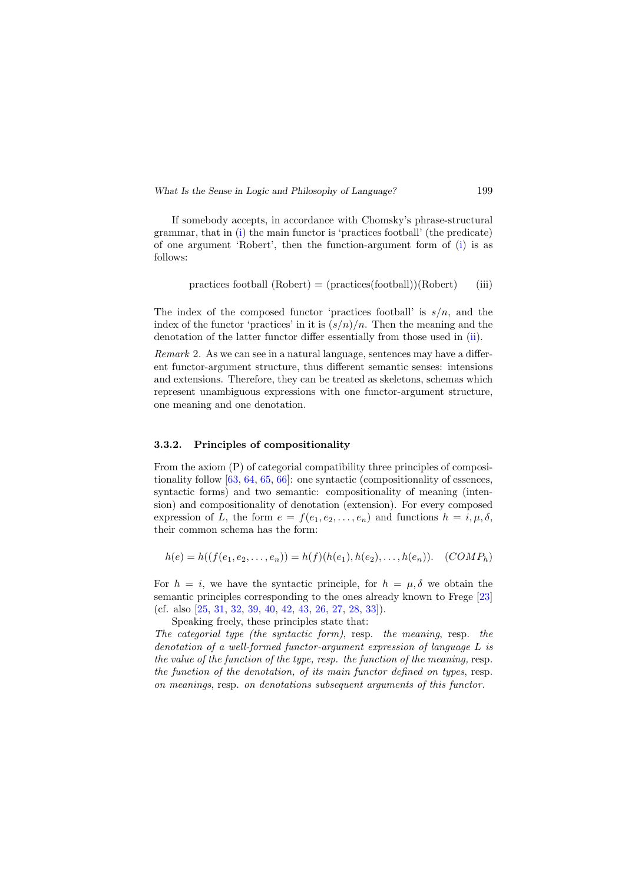If somebody accepts, in accordance with Chomsky's phrase-structural grammar, that in (i) the main functor is 'practices football' (the predicate) of one argument 'Robert', then the function-argument form of (i) is as follows:

$$\text{practices football (Robert)} = \text{(practices(football))(Robert)} \qquad \text{(iii)}$$

The index of the composed functor 'practices football' is $s/n$, and the index of the functor 'practices' in it is $(s/n)/n$. Then the meaning and the denotation of the latter functor differ essentially from those used in (ii).

*Remark* 2. As we can see in a natural language, sentences may have a different functor-argument structure, thus different semantic senses: intensions and extensions. Therefore, they can be treated as skeletons, schemas which represent unambiguous expressions with one functor-argument structure, one meaning and one denotation.

### 3.3.2. Principles of compositionality

From the axiom (P) of categorial compatibility three principles of compositionality follow [63, 64, 65, 66]: one syntactic (compositionality of essences, syntactic forms) and two semantic: compositionality of meaning (intension) and compositionality of denotation (extension). For every composed expression of $L$, the form $e = f(e_1, e_2, \ldots, e_n)$ and functions $h = i, \mu, \delta$, their common schema has the form:

$$h(e) = h((f(e_1, e_2, \ldots, e_n)) = h(f)(h(e_1), h(e_2), \ldots, h(e_n)). \quad (COMP_h)$$

For $h = i$, we have the syntactic principle, for $h = \mu, \delta$ we obtain the semantic principles corresponding to the ones already known to Frege [23] (cf. also [25, 31, 32, 39, 40, 42, 43, 26, 27, 28, 33]).

Speaking freely, these principles state that:
*The categorial type (the syntactic form)*, resp. *the meaning*, resp. *the denotation of a well-formed functor-argument expression of language L is the value of the function of the type, resp. the function of the meaning,* resp. *the function of the denotation, of its main functor defined on types*, resp. *on meanings*, resp. *on denotations subsequent arguments of this functor.*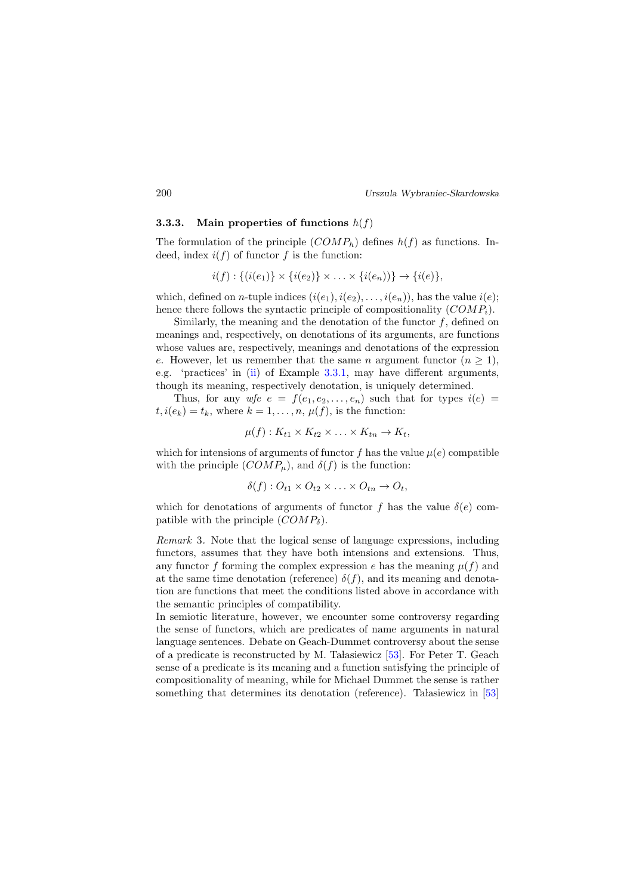### 3.3.3. Main properties of functions $h(f)$

The formulation of the principle $(COMP_h)$ defines $h(f)$ as functions. Indeed, index $i(f)$ of functor $f$ is the function:

$$i(f) : \{(i(e_1)\} \times \{i(e_2)\} \times \ldots \times \{i(e_n))\} \rightarrow \{i(e)\},$$

which, defined on $n$-tuple indices $(i(e_1), i(e_2), \ldots, i(e_n))$, has the value $i(e)$; hence there follows the syntactic principle of compositionality $(COMP_i)$.

Similarly, the meaning and the denotation of the functor $f$, defined on meanings and, respectively, on denotations of its arguments, are functions whose values are, respectively, meanings and denotations of the expression $e$. However, let us remember that the same $n$ argument functor $(n \geq 1)$, e.g. 'practices' in (ii) of Example 3.3.1, may have different arguments, though its meaning, respectively denotation, is uniquely determined.

Thus, for any *wfe* $e = f(e_1, e_2, \ldots, e_n)$ such that for types $i(e) = t, i(e_k) = t_k$, where $k = 1, \ldots, n$, $\mu(f)$, is the function:

$$\mu(f) : K_{t1} \times K_{t2} \times \ldots \times K_{tn} \rightarrow K_t,$$

which for intensions of arguments of functor $f$ has the value $\mu(e)$ compatible with the principle $(COMP_\mu)$, and $\delta(f)$ is the function:

$$\delta(f) : O_{t1} \times O_{t2} \times \ldots \times O_{tn} \rightarrow O_t,$$

which for denotations of arguments of functor $f$ has the value $\delta(e)$ compatible with the principle $(COMP_\delta)$.

*Remark* 3. Note that the logical sense of language expressions, including functors, assumes that they have both intensions and extensions. Thus, any functor $f$ forming the complex expression $e$ has the meaning $\mu(f)$ and at the same time denotation (reference) $\delta(f)$, and its meaning and denotation are functions that meet the conditions listed above in accordance with the semantic principles of compatibility.

In semiotic literature, however, we encounter some controversy regarding the sense of functors, which are predicates of name arguments in natural language sentences. Debate on Geach-Dummet controversy about the sense of a predicate is reconstructed by M. Tałasiewicz [53]. For Peter T. Geach sense of a predicate is its meaning and a function satisfying the principle of compositionality of meaning, while for Michael Dummet the sense is rather something that determines its denotation (reference). Tałasiewicz in [53]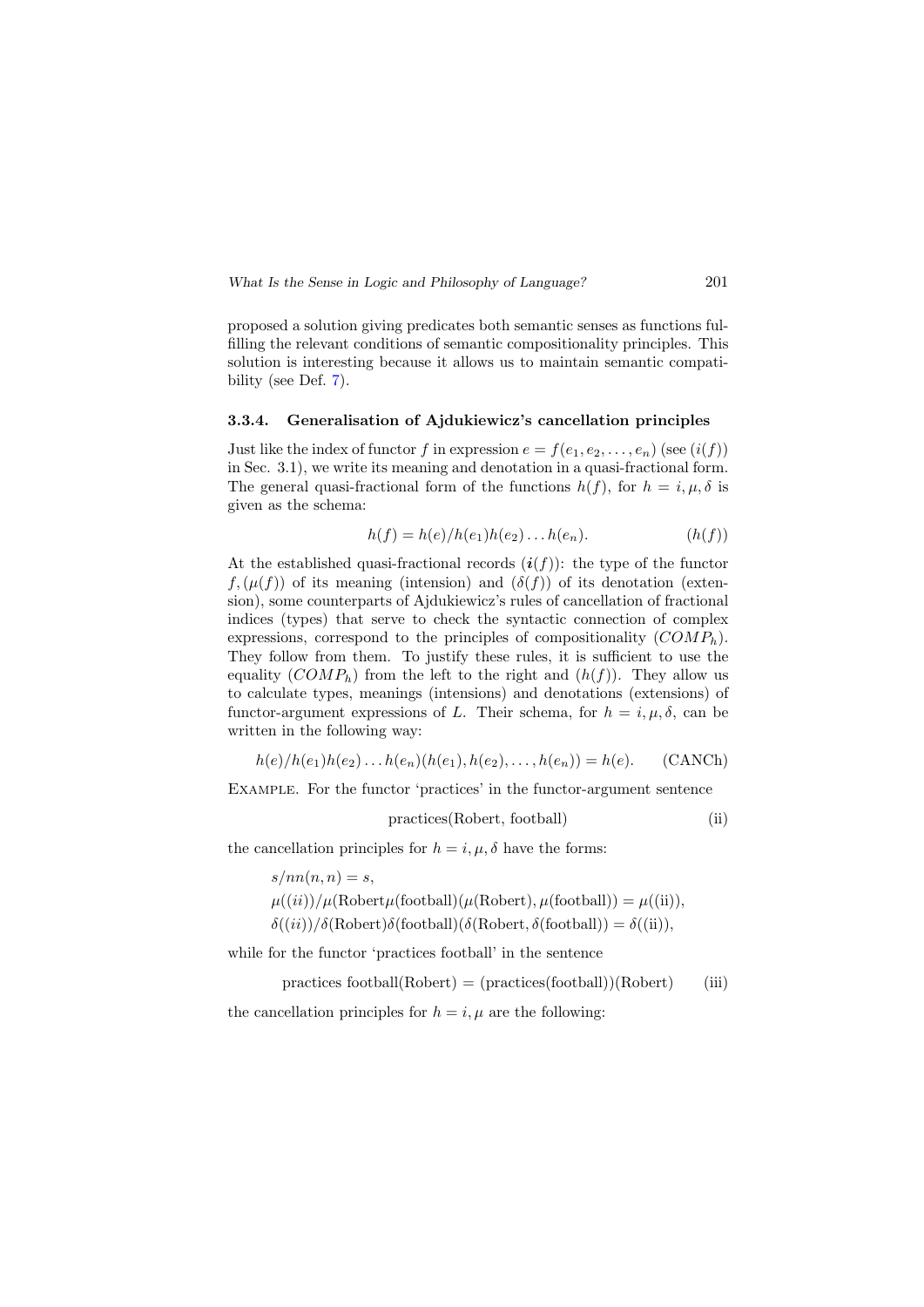proposed a solution giving predicates both semantic senses as functions fulfilling the relevant conditions of semantic compositionality principles. This solution is interesting because it allows us to maintain semantic compatibility (see Def. 7).

### 3.3.4. Generalisation of Ajdukiewicz's cancellation principles

Just like the index of functor $f$ in expression $e = f(e_1, e_2, \ldots, e_n)$ (see $(i(f))$ in Sec. 3.1), we write its meaning and denotation in a quasi-fractional form. The general quasi-fractional form of the functions $h(f)$, for $h = i, \mu, \delta$ is given as the schema:

$$h(f) = h(e)/h(e_1)h(e_2)\ldots h(e_n). \qquad (h(f))$$

At the established quasi-fractional records $(\boldsymbol{i}(f))$: the type of the functor $f$, $(\mu(f))$ of its meaning (intension) and $(\delta(f))$ of its denotation (extension), some counterparts of Ajdukiewicz's rules of cancellation of fractional indices (types) that serve to check the syntactic connection of complex expressions, correspond to the principles of compositionality $(COMP_h)$. They follow from them. To justify these rules, it is sufficient to use the equality $(COMP_h)$ from the left to the right and $(h(f))$. They allow us to calculate types, meanings (intensions) and denotations (extensions) of functor-argument expressions of $L$. Their schema, for $h = i, \mu, \delta$, can be written in the following way:

$$h(e)/h(e_1)h(e_2)\ldots h(e_n)(h(e_1), h(e_2), \ldots, h(e_n)) = h(e). \qquad \text{(CANCh)}$$

EXAMPLE. For the functor 'practices' in the functor-argument sentence

$$\text{practices(Robert, football)} \qquad \text{(ii)}$$

the cancellation principles for $h = i, \mu, \delta$ have the forms:

$$s/nn(n, n) = s,$$
$$\mu((ii))/\mu(\text{Robert}\mu(\text{football})(\mu(\text{Robert}), \mu(\text{football})) = \mu(\text{(ii)}),$$
$$\delta((ii))/\delta(\text{Robert})\delta(\text{football})(\delta(\text{Robert}, \delta(\text{football})) = \delta(\text{(ii)}),$$

while for the functor 'practices football' in the sentence

$$\text{practices football(Robert)} = \text{(practices(football))(Robert)} \qquad \text{(iii)}$$

the cancellation principles for $h = i, \mu$ are the following: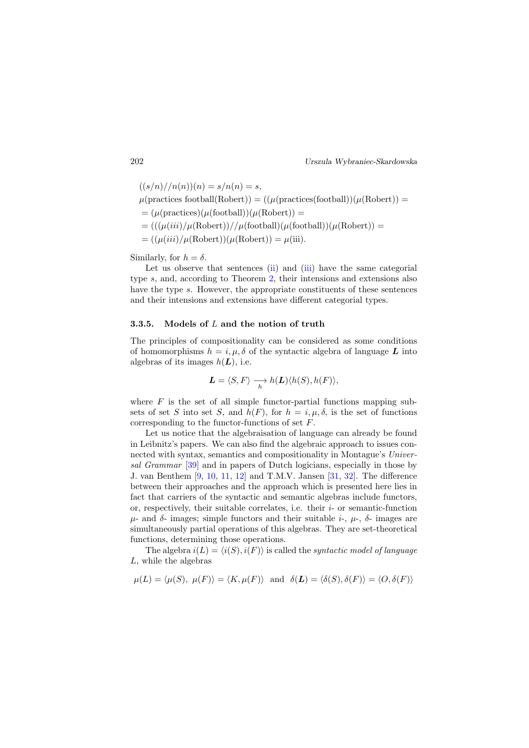$((s/n)//n(n))(n) = s/n(n) = s,$

$\mu(\text{practices football(Robert)}) = ((\mu(\text{practices(football)})(\mu(\text{Robert})) =$

$= (\mu(\text{practices})(\mu(\text{football}))(\mu(\text{Robert})) =$

$= (((\mu(iii)/\mu(\text{Robert}))//\mu(\text{football})(\mu(\text{football}))(\mu(\text{Robert})) =$

$= ((\mu(iii)/\mu(\text{Robert}))(\mu(\text{Robert})) = \mu(\text{iii}).$

Similarly, for $h = \delta$.

Let us observe that sentences (ii) and (iii) have the same categorial type $s$, and, according to Theorem 2, their intensions and extensions also have the type $s$. However, the appropriate constituents of these sentences and their intensions and extensions have different categorial types.

### 3.3.5. Models of $L$ and the notion of truth

The principles of compositionality can be considered as some conditions of homomorphisms $h = i, \mu, \delta$ of the syntactic algebra of language $\boldsymbol{L}$ into algebras of its images $h(\boldsymbol{L})$, i.e.

$$\boldsymbol{L} = \langle S, F \rangle \underset{h}{\longrightarrow} h(\boldsymbol{L})\langle h(S), h(F) \rangle,$$

where $F$ is the set of all simple functor-partial functions mapping subsets of set $S$ into set $S$, and $h(F)$, for $h = i, \mu, \delta$, is the set of functions corresponding to the functor-functions of set $F$.

Let us notice that the algebraisation of language can already be found in Leibnitz's papers. We can also find the algebraic approach to issues connected with syntax, semantics and compositionality in Montague's *Universal Grammar* [39] and in papers of Dutch logicians, especially in those by J. van Benthem [9, 10, 11, 12] and T.M.V. Jansen [31, 32]. The difference between their approaches and the approach which is presented here lies in fact that carriers of the syntactic and semantic algebras include functors, or, respectively, their suitable correlates, i.e. their $i$- or semantic-function $\mu$- and $\delta$- images; simple functors and their suitable $i$-, $\mu$-, $\delta$- images are simultaneously partial operations of this algebras. They are set-theoretical functions, determining those operations.

The algebra $i(L) = \langle i(S), i(F) \rangle$ is called the *syntactic model of language* $L$, while the algebras

$$\mu(L) = \langle \mu(S),\ \mu(F) \rangle = \langle K, \mu(F) \rangle \ \text{ and } \ \delta(\boldsymbol{L}) = \langle \delta(S), \delta(F) \rangle = \langle O, \delta(F) \rangle$$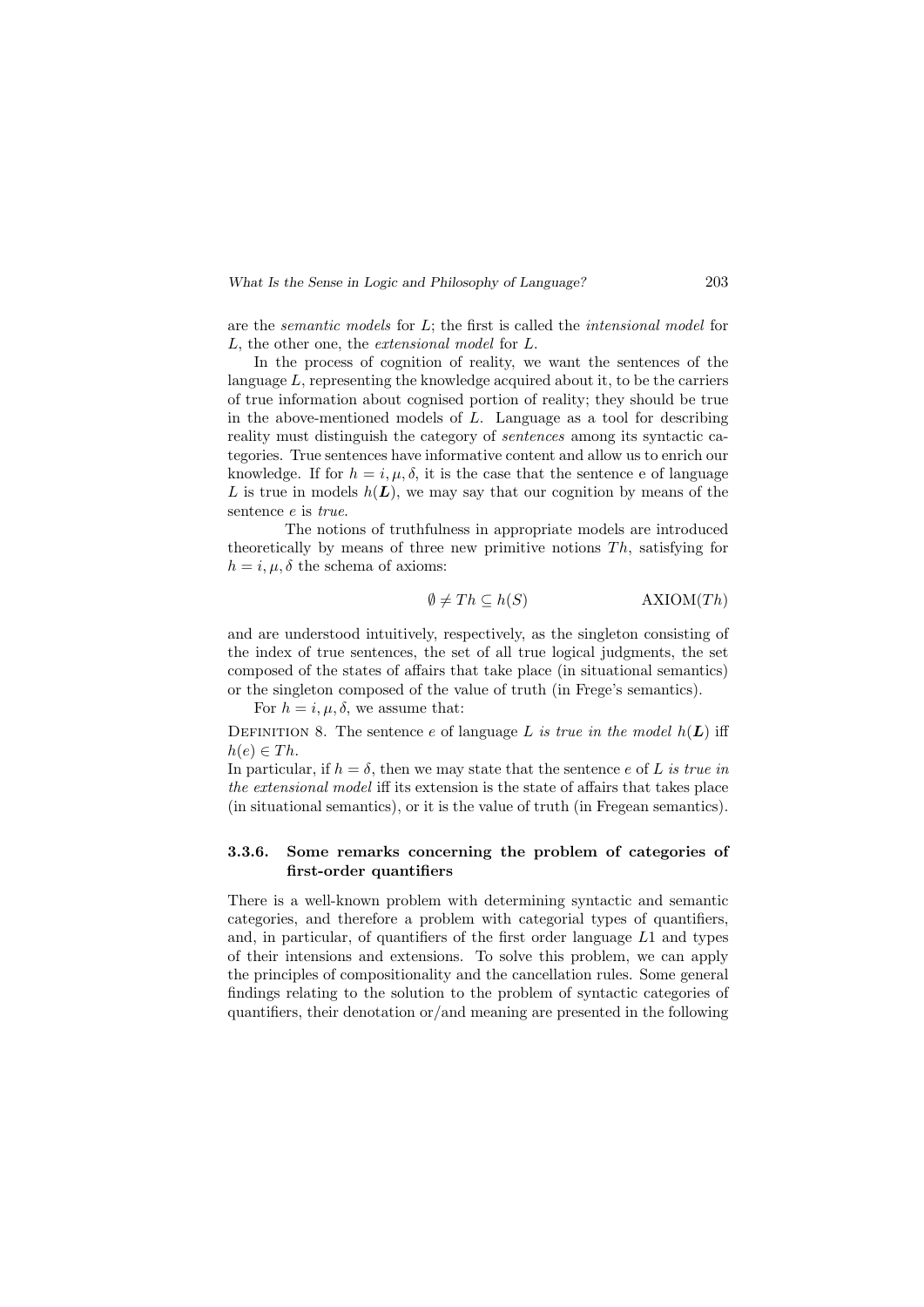are the *semantic models* for $L$; the first is called the *intensional model* for $L$, the other one, the *extensional model* for $L$.

In the process of cognition of reality, we want the sentences of the language $L$, representing the knowledge acquired about it, to be the carriers of true information about cognised portion of reality; they should be true in the above-mentioned models of $L$. Language as a tool for describing reality must distinguish the category of *sentences* among its syntactic categories. True sentences have informative content and allow us to enrich our knowledge. If for $h = i, \mu, \delta$, it is the case that the sentence e of language $L$ is true in models $h(\boldsymbol{L})$, we may say that our cognition by means of the sentence $e$ is *true*.

The notions of truthfulness in appropriate models are introduced theoretically by means of three new primitive notions $Th$, satisfying for $h = i, \mu, \delta$ the schema of axioms:

$$\emptyset \neq Th \subseteq h(S) \qquad \text{AXIOM}(Th)$$

and are understood intuitively, respectively, as the singleton consisting of the index of true sentences, the set of all true logical judgments, the set composed of the states of affairs that take place (in situational semantics) or the singleton composed of the value of truth (in Frege's semantics).

For $h = i, \mu, \delta$, we assume that:

Definition 8. The sentence $e$ of language $L$ *is true in the model* $h(\boldsymbol{L})$ iff $h(e) \in Th$.

In particular, if $h = \delta$, then we may state that the sentence $e$ of $L$ *is true in the extensional model* iff its extension is the state of affairs that takes place (in situational semantics), or it is the value of truth (in Fregean semantics).

### 3.3.6. Some remarks concerning the problem of categories of first-order quantifiers

There is a well-known problem with determining syntactic and semantic categories, and therefore a problem with categorial types of quantifiers, and, in particular, of quantifiers of the first order language $L1$ and types of their intensions and extensions. To solve this problem, we can apply the principles of compositionality and the cancellation rules. Some general findings relating to the solution to the problem of syntactic categories of quantifiers, their denotation or/and meaning are presented in the following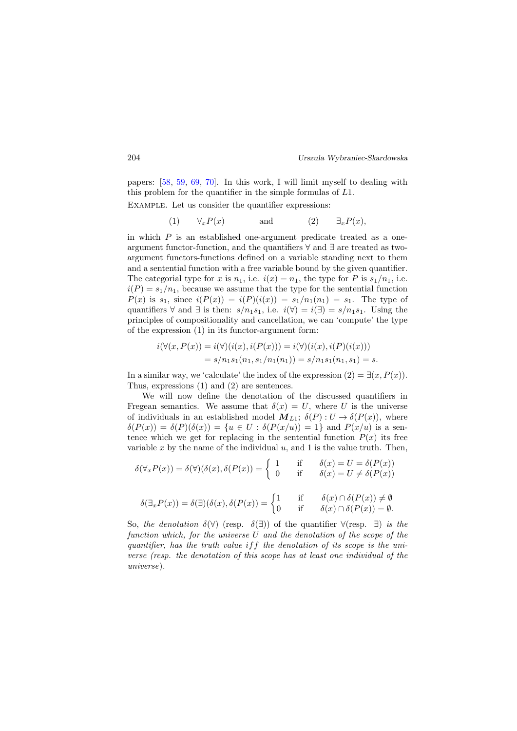papers: [58, 59, 69, 70]. In this work, I will limit myself to dealing with this problem for the quantifier in the simple formulas of $L1$.

EXAMPLE. Let us consider the quantifier expressions:

$$(1) \qquad \forall_x P(x) \qquad\qquad \text{and} \qquad\qquad (2) \qquad \exists_x P(x),$$

in which $P$ is an established one-argument predicate treated as a one-argument functor-function, and the quantifiers $\forall$ and $\exists$ are treated as two-argument functors-functions defined on a variable standing next to them and a sentential function with a free variable bound by the given quantifier. The categorial type for $x$ is $n_1$, i.e. $i(x) = n_1$, the type for $P$ is $s_1/n_1$, i.e. $i(P) = s_1/n_1$, because we assume that the type for the sentential function $P(x)$ is $s_1$, since $i(P(x)) = i(P)(i(x)) = s_1/n_1(n_1) = s_1$. The type of quantifiers $\forall$ and $\exists$ is then: $s/n_1s_1$, i.e. $i(\forall) = i(\exists) = s/n_1s_1$. Using the principles of compositionality and cancellation, we can 'compute' the type of the expression (1) in its functor-argument form:

$$\begin{aligned} i(\forall(x, P(x)) &= i(\forall)(i(x), i(P(x))) = i(\forall)(i(x), i(P)(i(x))) \\ &= s/n_1s_1(n_1, s_1/n_1(n_1)) = s/n_1s_1(n_1, s_1) = s. \end{aligned}$$

In a similar way, we 'calculate' the index of the expression $(2) = \exists(x, P(x))$. Thus, expressions (1) and (2) are sentences.

We will now define the denotation of the discussed quantifiers in Fregean semantics. We assume that $\delta(x) = U$, where $U$ is the universe of individuals in an established model $\boldsymbol{M}_{L1}$; $\delta(P) : U \to \delta(P(x))$, where $\delta(P(x)) = \delta(P)(\delta(x)) = \{u \in U : \delta(P(x/u)) = 1\}$ and $P(x/u)$ is a sentence which we get for replacing in the sentential function $P(x)$ its free variable $x$ by the name of the individual $u$, and 1 is the value truth. Then,

$$\delta(\forall_x P(x)) = \delta(\forall)(\delta(x), \delta(P(x)) = \begin{cases} 1 & \text{if} \quad \delta(x) = U = \delta(P(x)) \\ 0 & \text{if} \quad \delta(x) = U \neq \delta(P(x)) \end{cases}$$

$$\delta(\exists_x P(x)) = \delta(\exists)(\delta(x), \delta(P(x)) = \begin{cases} 1 & \text{if} \quad \delta(x) \cap \delta(P(x)) \neq \emptyset \\ 0 & \text{if} \quad \delta(x) \cap \delta(P(x)) = \emptyset. \end{cases}$$

So, *the denotation* $\delta(\forall)$ (resp. $\delta(\exists)$) of the quantifier $\forall$(resp. $\exists$) *is the function which, for the universe* $U$ *and the denotation of the scope of the quantifier, has the truth value* $iff$ *the denotation of its scope is the universe (resp. the denotation of this scope has at least one individual of the universe).*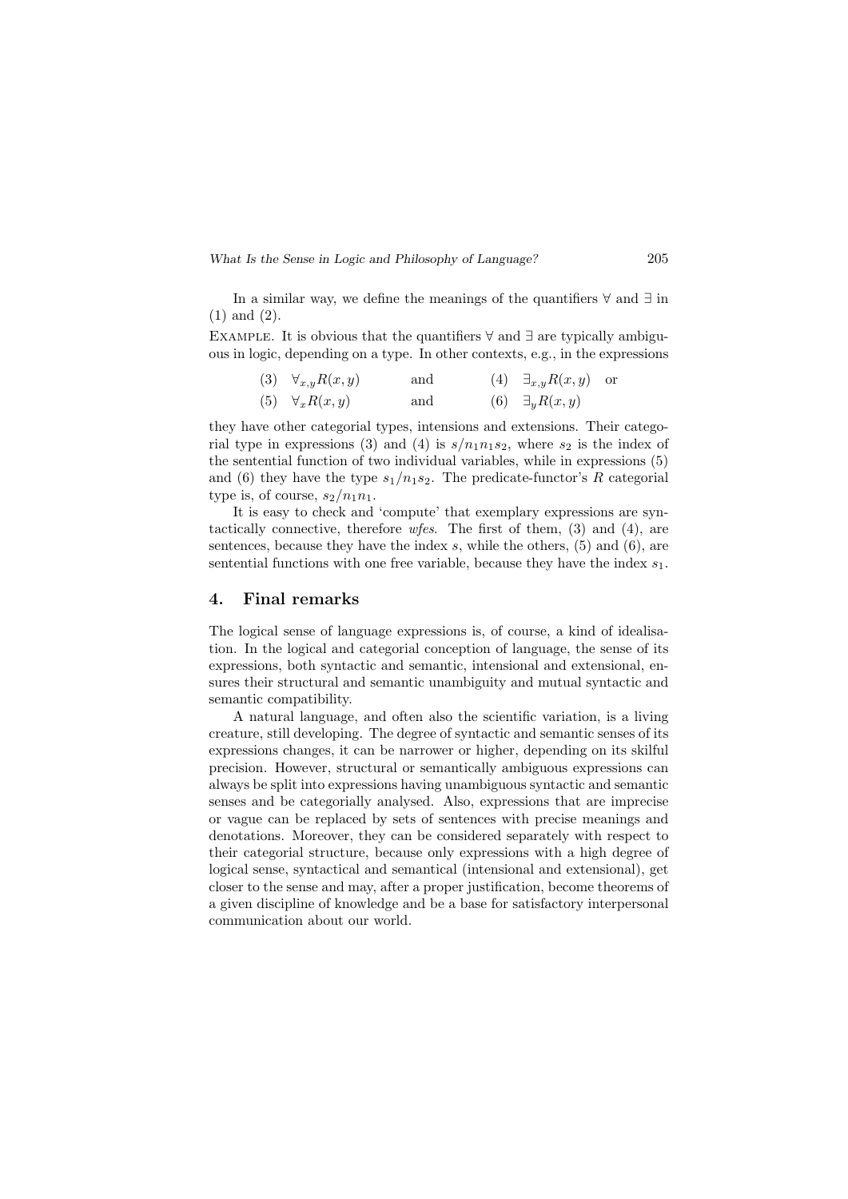In a similar way, we define the meanings of the quantifiers $\forall$ and $\exists$ in (1) and (2).

EXAMPLE. It is obvious that the quantifiers $\forall$ and $\exists$ are typically ambiguous in logic, depending on a type. In other contexts, e.g., in the expressions

(3) $\forall_{x,y} R(x, y)$ and (4) $\exists_{x,y} R(x, y)$ or

(5) $\forall_x R(x, y)$ and (6) $\exists_y R(x, y)$

they have other categorial types, intensions and extensions. Their categorial type in expressions (3) and (4) is $s/n_1 n_1 s_2$, where $s_2$ is the index of the sentential function of two individual variables, while in expressions (5) and (6) they have the type $s_1/n_1 s_2$. The predicate-functor's $R$ categorial type is, of course, $s_2/n_1 n_1$.

It is easy to check and 'compute' that exemplary expressions are syntactically connective, therefore *wfes*. The first of them, (3) and (4), are sentences, because they have the index $s$, while the others, (5) and (6), are sentential functions with one free variable, because they have the index $s_1$.

## 4. Final remarks

The logical sense of language expressions is, of course, a kind of idealisation. In the logical and categorial conception of language, the sense of its expressions, both syntactic and semantic, intensional and extensional, ensures their structural and semantic unambiguity and mutual syntactic and semantic compatibility.

A natural language, and often also the scientific variation, is a living creature, still developing. The degree of syntactic and semantic senses of its expressions changes, it can be narrower or higher, depending on its skilful precision. However, structural or semantically ambiguous expressions can always be split into expressions having unambiguous syntactic and semantic senses and be categorially analysed. Also, expressions that are imprecise or vague can be replaced by sets of sentences with precise meanings and denotations. Moreover, they can be considered separately with respect to their categorial structure, because only expressions with a high degree of logical sense, syntactical and semantical (intensional and extensional), get closer to the sense and may, after a proper justification, become theorems of a given discipline of knowledge and be a base for satisfactory interpersonal communication about our world.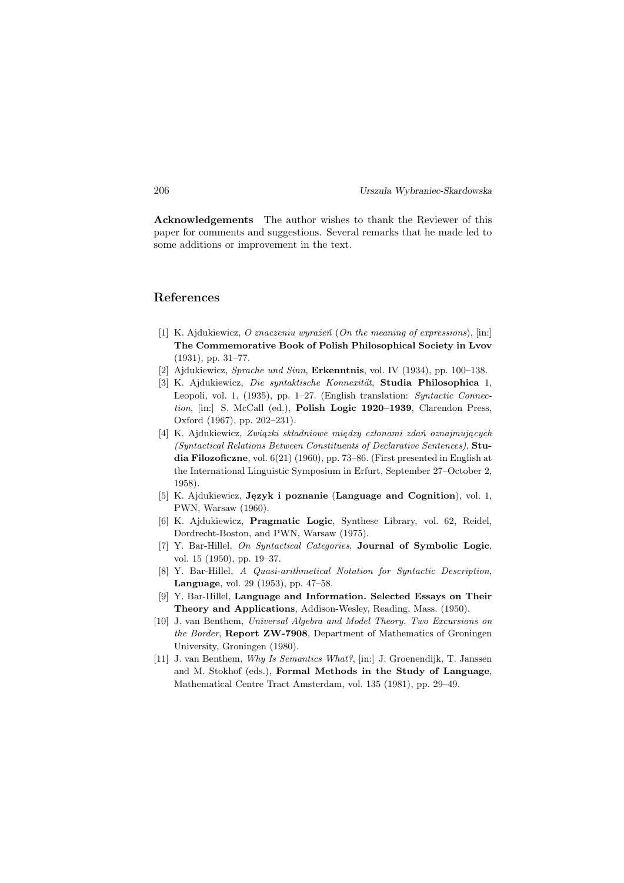**Acknowledgements** The author wishes to thank the Reviewer of this paper for comments and suggestions. Several remarks that he made led to some additions or improvement in the text.

## References

[1] K. Ajdukiewicz, *O znaczeniu wyrażeń* (*On the meaning of expressions*), [in:] **The Commemorative Book of Polish Philosophical Society in Lvov** (1931), pp. 31–77.

[2] Ajdukiewicz, *Sprache und Sinn*, **Erkenntnis**, vol. IV (1934), pp. 100–138.

[3] K. Ajdukiewicz, *Die syntaktische Konnexität*, **Studia Philosophica** 1, Leopoli, vol. 1, (1935), pp. 1–27. (English translation: *Syntactic Connection*, [in:] S. McCall (ed.), **Polish Logic 1920–1939**, Clarendon Press, Oxford (1967), pp. 202–231).

[4] K. Ajdukiewicz, *Związki składniowe między członami zdań oznajmujących (Syntactical Relations Between Constituents of Declarative Sentences)*, **Studia Filozoficzne**, vol. 6(21) (1960), pp. 73–86. (First presented in English at the International Linguistic Symposium in Erfurt, September 27–October 2, 1958).

[5] K. Ajdukiewicz, **Język i poznanie** (**Language and Cognition**), vol. 1, PWN, Warsaw (1960).

[6] K. Ajdukiewicz, **Pragmatic Logic**, Synthese Library, vol. 62, Reidel, Dordrecht-Boston, and PWN, Warsaw (1975).

[7] Y. Bar-Hillel, *On Syntactical Categories*, **Journal of Symbolic Logic**, vol. 15 (1950), pp. 19–37.

[8] Y. Bar-Hillel, *A Quasi-arithmetical Notation for Syntactic Description*, **Language**, vol. 29 (1953), pp. 47–58.

[9] Y. Bar-Hillel, **Language and Information. Selected Essays on Their Theory and Applications**, Addison-Wesley, Reading, Mass. (1950).

[10] J. van Benthem, *Universal Algebra and Model Theory. Two Excursions on the Border*, **Report ZW-7908**, Department of Mathematics of Groningen University, Groningen (1980).

[11] J. van Benthem, *Why Is Semantics What?*, [in:] J. Groenendijk, T. Janssen and M. Stokhof (eds.), **Formal Methods in the Study of Language**, Mathematical Centre Tract Amsterdam, vol. 135 (1981), pp. 29–49.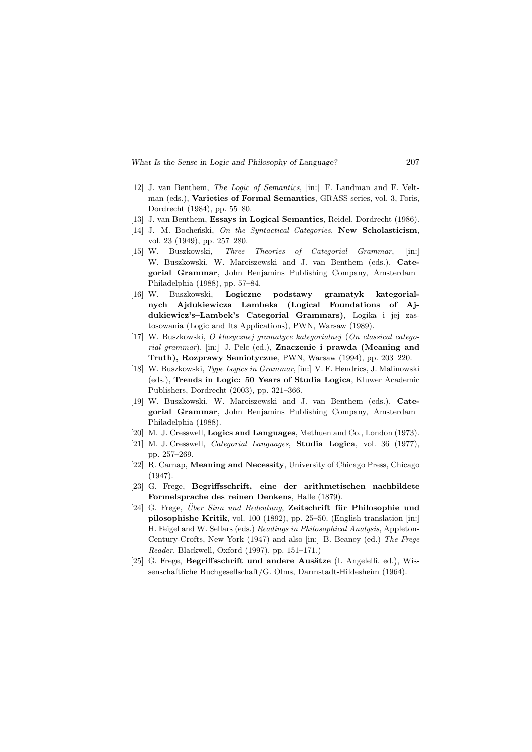[12] J. van Benthem, *The Logic of Semantics*, [in:] F. Landman and F. Veltman (eds.), **Varieties of Formal Semantics**, GRASS series, vol. 3, Foris, Dordrecht (1984), pp. 55–80.

[13] J. van Benthem, **Essays in Logical Semantics**, Reidel, Dordrecht (1986).

[14] J. M. Bocheński, *On the Syntactical Categories*, **New Scholasticism**, vol. 23 (1949), pp. 257–280.

[15] W. Buszkowski, *Three Theories of Categorial Grammar*, [in:] W. Buszkowski, W. Marciszewski and J. van Benthem (eds.), **Categorial Grammar**, John Benjamins Publishing Company, Amsterdam–Philadelphia (1988), pp. 57–84.

[16] W. Buszkowski, **Logiczne podstawy gramatyk kategorialnych Ajdukiewicza Lambeka (Logical Foundations of Ajdukiewicz's–Lambek's Categorial Grammars)**, Logika i jej zastosowania (Logic and Its Applications), PWN, Warsaw (1989).

[17] W. Buszkowski, *O klasycznej gramatyce kategorialnej* (*On classical categorial grammar*), [in:] J. Pelc (ed.), **Znaczenie i prawda (Meaning and Truth), Rozprawy Semiotyczne**, PWN, Warsaw (1994), pp. 203–220.

[18] W. Buszkowski, *Type Logics in Grammar*, [in:] V. F. Hendrics, J. Malinowski (eds.), **Trends in Logic: 50 Years of Studia Logica**, Kluwer Academic Publishers, Dordrecht (2003), pp. 321–366.

[19] W. Buszkowski, W. Marciszewski and J. van Benthem (eds.), **Categorial Grammar**, John Benjamins Publishing Company, Amsterdam–Philadelphia (1988).

[20] M. J. Cresswell, **Logics and Languages**, Methuen and Co., London (1973).

[21] M. J. Cresswell, *Categorial Languages*, **Studia Logica**, vol. 36 (1977), pp. 257–269.

[22] R. Carnap, **Meaning and Necessity**, University of Chicago Press, Chicago (1947).

[23] G. Frege, **Begriffsschrift, eine der arithmetischen nachbildete Formelsprache des reinen Denkens**, Halle (1879).

[24] G. Frege, *Über Sinn und Bedeutung*, **Zeitschrift für Philosophie und pilosophishe Kritik**, vol. 100 (1892), pp. 25–50. (English translation [in:] H. Feigel and W. Sellars (eds.) *Readings in Philosophical Analysis*, Appleton-Century-Crofts, New York (1947) and also [in:] B. Beaney (ed.) *The Frege Reader*, Blackwell, Oxford (1997), pp. 151–171.)

[25] G. Frege, **Begriffsschrift und andere Ausätze** (I. Angelelli, ed.), Wissenschaftliche Buchgesellschaft/G. Olms, Darmstadt-Hildesheim (1964).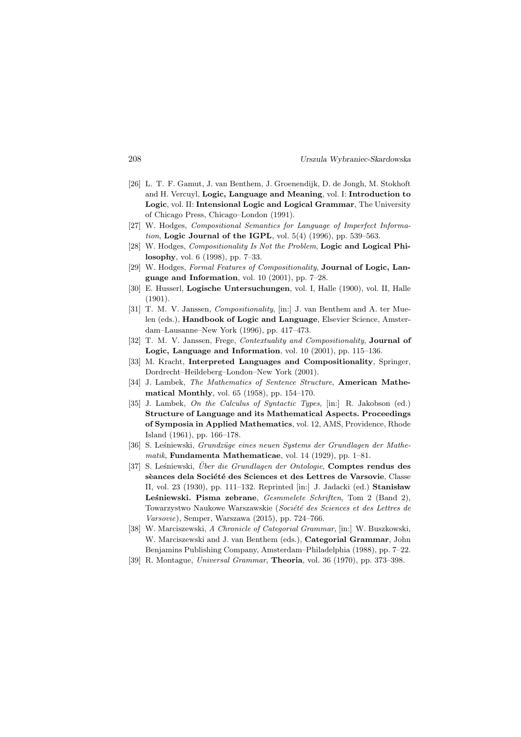[26] L. T. F. Gamut, J. van Benthem, J. Groenendijk, D. de Jongh, M. Stokhoft and H. Vercuyl, **Logic, Language and Meaning**, vol. I: **Introduction to Logic**, vol. II: **Intensional Logic and Logical Grammar**, The University of Chicago Press, Chicago–London (1991).

[27] W. Hodges, *Compositional Semantics for Language of Imperfect Information*, **Logic Journal of the IGPL**, vol. 5(4) (1996), pp. 539–563.

[28] W. Hodges, *Compositionality Is Not the Problem*, **Logic and Logical Philosophy**, vol. 6 (1998), pp. 7–33.

[29] W. Hodges, *Formal Features of Compositionality*, **Journal of Logic, Language and Information**, vol. 10 (2001), pp. 7–28.

[30] E. Husserl, **Logische Untersuchungen**, vol. I, Halle (1900), vol. II, Halle (1901).

[31] T. M. V. Janssen, *Compositionality*, [in:] J. van Benthem and A. ter Meulen (eds.), **Handbook of Logic and Language**, Elsevier Science, Amsterdam–Lausanne–New York (1996), pp. 417–473.

[32] T. M. V. Janssen, Frege, *Contextuality and Compositionality*, **Journal of Logic, Language and Information**, vol. 10 (2001), pp. 115–136.

[33] M. Kracht, **Interpreted Languages and Compositionality**, Springer, Dordrecht–Heildeberg–London–New York (2001).

[34] J. Lambek, *The Mathematics of Sentence Structure*, **American Mathematical Monthly**, vol. 65 (1958), pp. 154–170.

[35] J. Lambek, *On the Calculus of Syntactic Types*, [in:] R. Jakobson (ed.) **Structure of Language and its Mathematical Aspects. Proceedings of Symposia in Applied Mathematics**, vol. 12, AMS, Providence, Rhode Island (1961), pp. 166–178.

[36] S. Leśniewski, *Grundzüge eines neuen Systems der Grundlagen der Mathematik*, **Fundamenta Mathematicae**, vol. 14 (1929), pp. 1–81.

[37] S. Leśniewski, *Über die Grundlagen der Ontologie*, **Comptes rendus des sèances dela Société des Sciences et des Lettres de Varsovie**, Classe II, vol. 23 (1930), pp. 111–132. Reprinted [in:] J. Jadacki (ed.) **Stanisław Leśniewski. Pisma zebrane**, *Gesmmelete Schriften*, Tom 2 (Band 2), Towarzystwo Naukowe Warszawskie (*Société des Sciences et des Lettres de Varsovie*), Semper, Warszawa (2015), pp. 724–766.

[38] W. Marciszewski, *A Chronicle of Categorial Grammar*, [in:] W. Buszkowski, W. Marciszewski and J. van Benthem (eds.), **Categorial Grammar**, John Benjamins Publishing Company, Amsterdam–Philadelphia (1988), pp. 7–22.

[39] R. Montague, *Universal Grammar*, **Theoria**, vol. 36 (1970), pp. 373–398.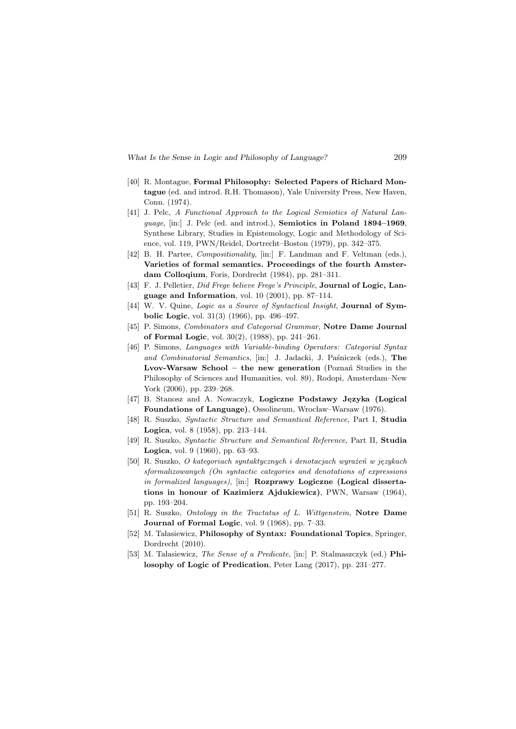[40] R. Montague, **Formal Philosophy: Selected Papers of Richard Montague** (ed. and introd. R.H. Thomason), Yale University Press, New Haven, Conn. (1974).

[41] J. Pelc, *A Functional Approach to the Logical Semiotics of Natural Language*, [in:] J. Pelc (ed. and introd.), **Semiotics in Poland 1894–1969**, Synthese Library, Studies in Epistemology, Logic and Methodology of Science, vol. 119, PWN/Reidel, Dortrecht–Boston (1979), pp. 342–375.

[42] B. H. Partee, *Compositionality*, [in:] F. Landman and F. Veltman (eds.), **Varieties of formal semantics. Proceedings of the fourth Amsterdam Colloqium**, Foris, Dordrecht (1984), pp. 281–311.

[43] F. J. Pelletier, *Did Frege believe Frege's Principle*, **Journal of Logic, Language and Information**, vol. 10 (2001), pp. 87–114.

[44] W. V. Quine, *Logic as a Source of Syntactical Insight*, **Journal of Symbolic Logic**, vol. 31(3) (1966), pp. 496–497.

[45] P. Simons, *Combinators and Categorial Grammar*, **Notre Dame Journal of Formal Logic**, vol. 30(2), (1988), pp. 241–261.

[46] P. Simons, *Languages with Variable-binding Operators: Categorial Syntax and Combinatorial Semantics*, [in:] J. Jadacki, J. Paśniczek (eds.), **The Lvov-Warsaw School – the new generation** (Poznań Studies in the Philosophy of Sciences and Humanities, vol. 89), Rodopi, Amsterdam–New York (2006), pp. 239–268.

[47] B. Stanosz and A. Nowaczyk, **Logiczne Podstawy Języka (Logical Foundations of Language)**, Ossolineum, Wrocław–Warsaw (1976).

[48] R. Suszko, *Syntactic Structure and Semantical Reference*, Part I, **Studia Logica**, vol. 8 (1958), pp. 213–144.

[49] R. Suszko, *Syntactic Structure and Semantical Reference*, Part II, **Studia Logica**, vol. 9 (1960), pp. 63–93.

[50] R. Suszko, *O kategoriach syntaktycznych i denotacjach wyrażeń w językach sformalizowanych (On syntactic categories and denotations of expressions in formalized languages)*, [in:] **Rozprawy Logiczne (Logical dissertations in honour of Kazimierz Ajdukiewicz)**, PWN, Warsaw (1964), pp. 193–204.

[51] R. Suszko, *Ontology in the Tractatus of L. Wittgenstein*, **Notre Dame Journal of Formal Logic**, vol. 9 (1968), pp. 7–33.

[52] M. Tałasiewicz, **Philosophy of Syntax: Foundational Topics**, Springer, Dordrecht (2010).

[53] M. Tałasiewicz, *The Sense of a Predicate*, [in:] P. Stalmaszczyk (ed.) **Philosophy of Logic of Predication**, Peter Lang (2017), pp. 231–277.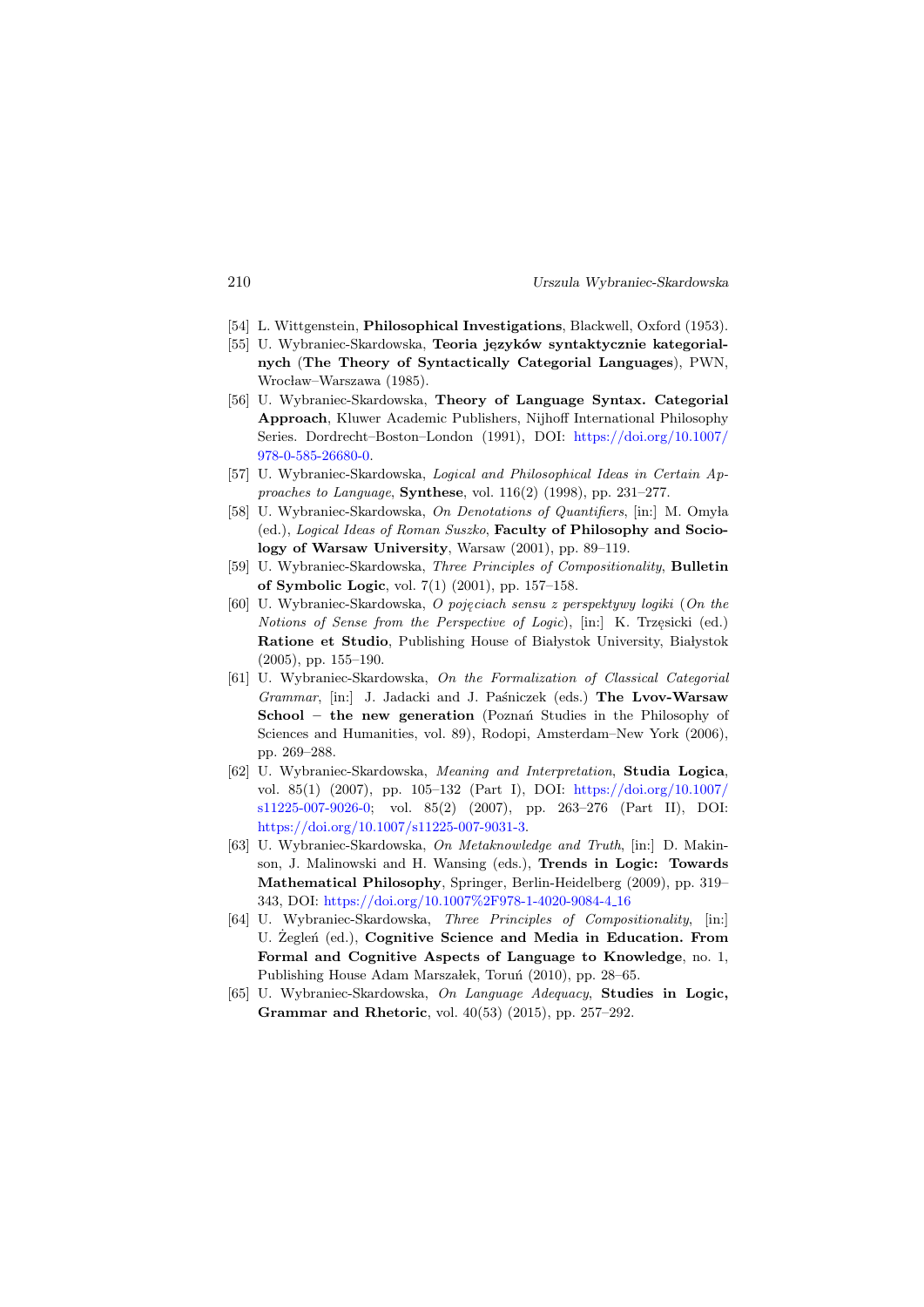[54] L. Wittgenstein, **Philosophical Investigations**, Blackwell, Oxford (1953).

[55] U. Wybraniec-Skardowska, **Teoria języków syntaktycznie kategorialnych** (**The Theory of Syntactically Categorial Languages**), PWN, Wrocław–Warszawa (1985).

[56] U. Wybraniec-Skardowska, **Theory of Language Syntax. Categorial Approach**, Kluwer Academic Publishers, Nijhoff International Philosophy Series. Dordrecht–Boston–London (1991), DOI: https://doi.org/10.1007/978-0-585-26680-0.

[57] U. Wybraniec-Skardowska, *Logical and Philosophical Ideas in Certain Approaches to Language*, **Synthese**, vol. 116(2) (1998), pp. 231–277.

[58] U. Wybraniec-Skardowska, *On Denotations of Quantifiers*, [in:] M. Omyła (ed.), *Logical Ideas of Roman Suszko*, **Faculty of Philosophy and Sociology of Warsaw University**, Warsaw (2001), pp. 89–119.

[59] U. Wybraniec-Skardowska, *Three Principles of Compositionality*, **Bulletin of Symbolic Logic**, vol. 7(1) (2001), pp. 157–158.

[60] U. Wybraniec-Skardowska, *O pojęciach sensu z perspektywy logiki* (*On the Notions of Sense from the Perspective of Logic*), [in:] K. Trzęsicki (ed.) **Ratione et Studio**, Publishing House of Białystok University, Białystok (2005), pp. 155–190.

[61] U. Wybraniec-Skardowska, *On the Formalization of Classical Categorial Grammar*, [in:] J. Jadacki and J. Paśniczek (eds.) **The Lvov-Warsaw School – the new generation** (Poznań Studies in the Philosophy of Sciences and Humanities, vol. 89), Rodopi, Amsterdam–New York (2006), pp. 269–288.

[62] U. Wybraniec-Skardowska, *Meaning and Interpretation*, **Studia Logica**, vol. 85(1) (2007), pp. 105–132 (Part I), DOI: https://doi.org/10.1007/s11225-007-9026-0; vol. 85(2) (2007), pp. 263–276 (Part II), DOI: https://doi.org/10.1007/s11225-007-9031-3.

[63] U. Wybraniec-Skardowska, *On Metaknowledge and Truth*, [in:] D. Makinson, J. Malinowski and H. Wansing (eds.), **Trends in Logic: Towards Mathematical Philosophy**, Springer, Berlin-Heidelberg (2009), pp. 319–343, DOI: https://doi.org/10.1007%2F978-1-4020-9084-4_16

[64] U. Wybraniec-Skardowska, *Three Principles of Compositionality*, [in:] U. Żegleń (ed.), **Cognitive Science and Media in Education. From Formal and Cognitive Aspects of Language to Knowledge**, no. 1, Publishing House Adam Marszałek, Toruń (2010), pp. 28–65.

[65] U. Wybraniec-Skardowska, *On Language Adequacy*, **Studies in Logic, Grammar and Rhetoric**, vol. 40(53) (2015), pp. 257–292.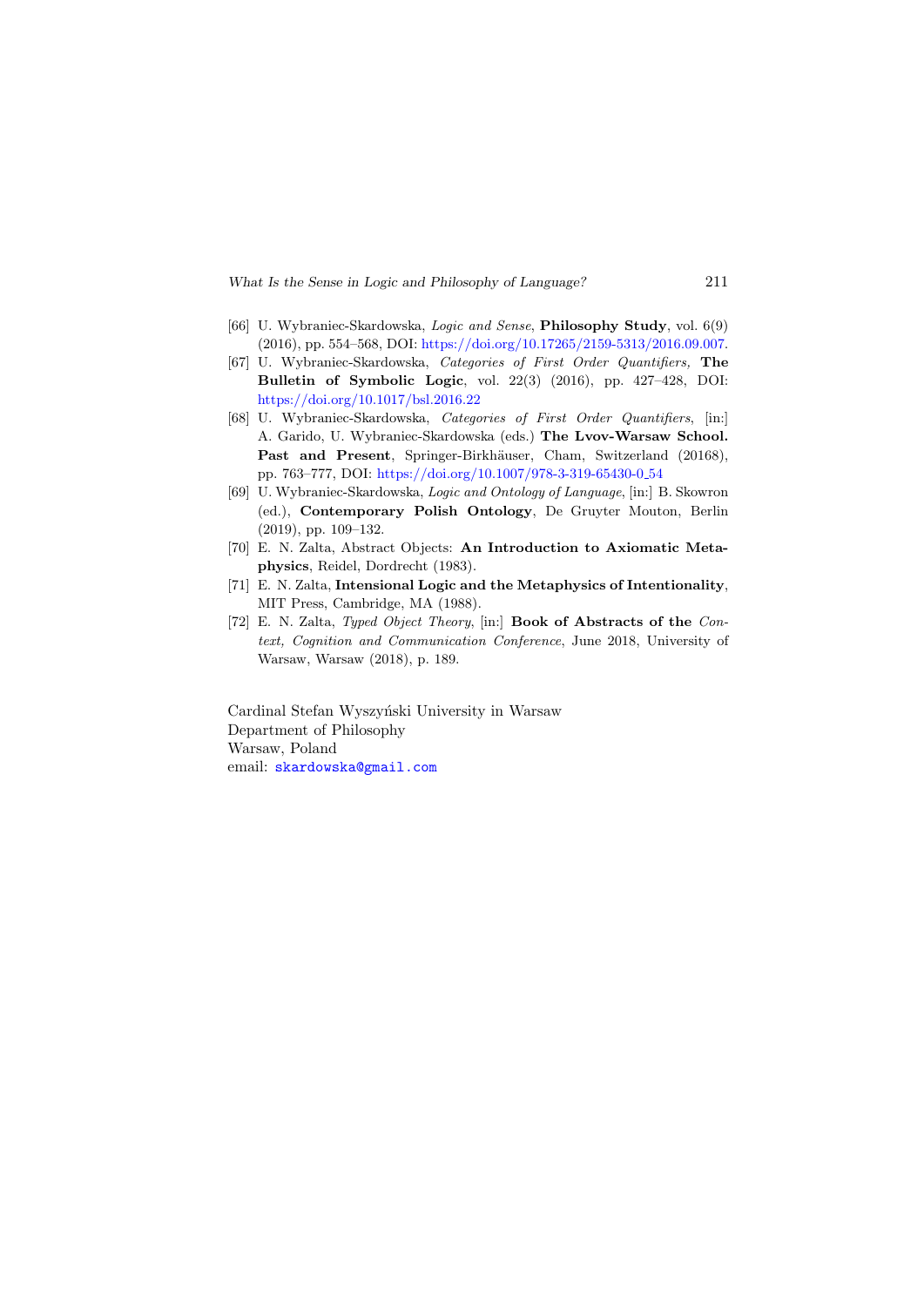[66] U. Wybraniec-Skardowska, *Logic and Sense*, **Philosophy Study**, vol. 6(9) (2016), pp. 554–568, DOI: https://doi.org/10.17265/2159-5313/2016.09.007.

[67] U. Wybraniec-Skardowska, *Categories of First Order Quantifiers,* **The Bulletin of Symbolic Logic**, vol. 22(3) (2016), pp. 427–428, DOI: https://doi.org/10.1017/bsl.2016.22

[68] U. Wybraniec-Skardowska, *Categories of First Order Quantifiers*, [in:] A. Garido, U. Wybraniec-Skardowska (eds.) **The Lvov-Warsaw School. Past and Present**, Springer-Birkhäuser, Cham, Switzerland (20168), pp. 763–777, DOI: https://doi.org/10.1007/978-3-319-65430-0_54

[69] U. Wybraniec-Skardowska, *Logic and Ontology of Language*, [in:] B. Skowron (ed.), **Contemporary Polish Ontology**, De Gruyter Mouton, Berlin (2019), pp. 109–132.

[70] E. N. Zalta, Abstract Objects: **An Introduction to Axiomatic Metaphysics**, Reidel, Dordrecht (1983).

[71] E. N. Zalta, **Intensional Logic and the Metaphysics of Intentionality**, MIT Press, Cambridge, MA (1988).

[72] E. N. Zalta, *Typed Object Theory*, [in:] **Book of Abstracts of the** *Context, Cognition and Communication Conference*, June 2018, University of Warsaw, Warsaw (2018), p. 189.

Cardinal Stefan Wyszyński University in Warsaw
Department of Philosophy
Warsaw, Poland
email: skardowska@gmail.com